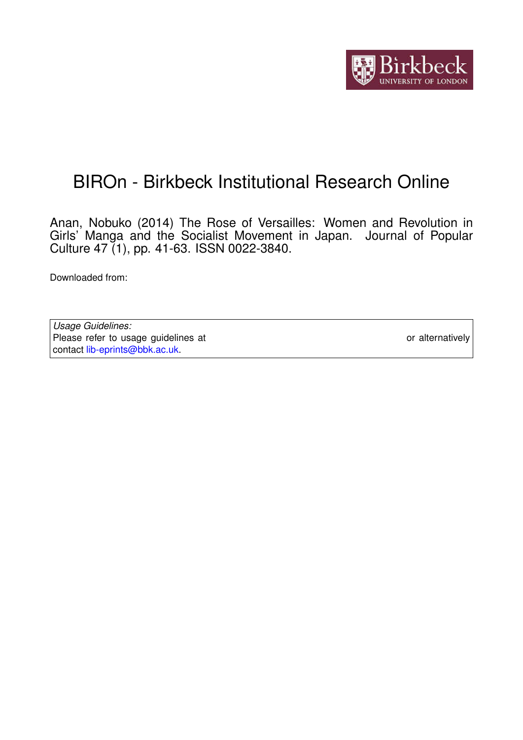# BIROn - Birkbeck Institutional Research Online

Anan, Nobuko (2014) The Rose of Versailles: Women and Revolution in Girls' Manga and the Socialist Movement in Japan. Journal of Popular Culture 47 (1), pp. 41-63. ISSN 0022-3840.

Downloaded from:

| *Usage Guidelines:* |
|---|
| Please refer to usage guidelines at or alternatively contact lib-eprints@bbk.ac.uk. |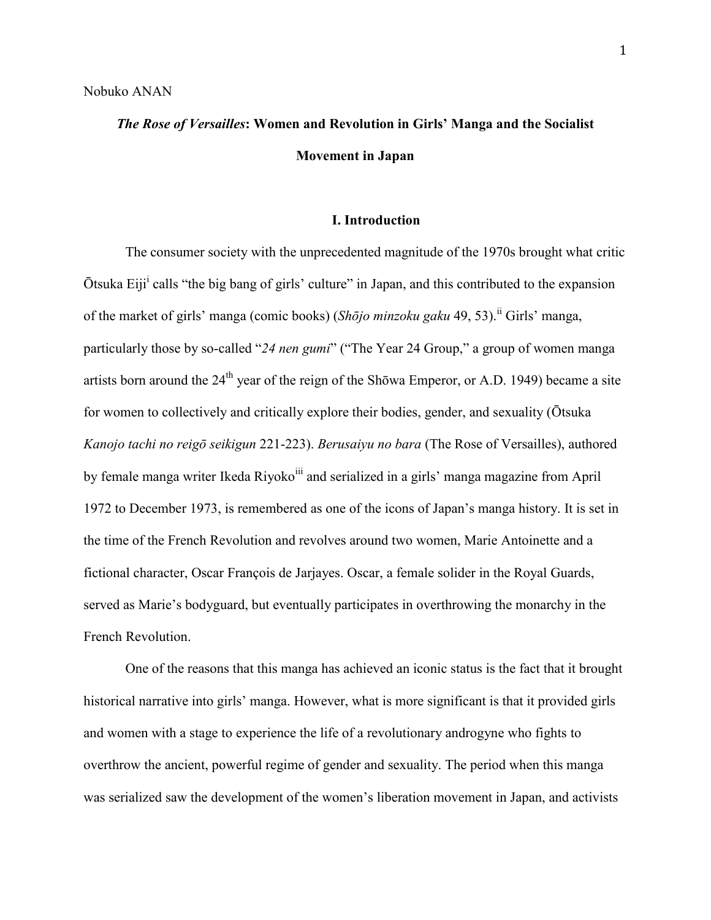Nobuko ANAN

## *The Rose of Versailles*: Women and Revolution in Girls' Manga and the Socialist Movement in Japan

### I. Introduction

The consumer society with the unprecedented magnitude of the 1970s brought what critic Ōtsuka Eiji[i] calls "the big bang of girls' culture" in Japan, and this contributed to the expansion of the market of girls' manga (comic books) (*Shōjo minzoku gaku* 49, 53).[ii] Girls' manga, particularly those by so-called "*24 nen gumi*" ("The Year 24 Group," a group of women manga artists born around the 24th year of the reign of the Shōwa Emperor, or A.D. 1949) became a site for women to collectively and critically explore their bodies, gender, and sexuality (Ōtsuka *Kanojo tachi no reigō seikigun* 221-223). *Berusaiyu no bara* (The Rose of Versailles), authored by female manga writer Ikeda Riyoko[iii] and serialized in a girls' manga magazine from April 1972 to December 1973, is remembered as one of the icons of Japan's manga history. It is set in the time of the French Revolution and revolves around two women, Marie Antoinette and a fictional character, Oscar François de Jarjayes. Oscar, a female solider in the Royal Guards, served as Marie's bodyguard, but eventually participates in overthrowing the monarchy in the French Revolution.

One of the reasons that this manga has achieved an iconic status is the fact that it brought historical narrative into girls' manga. However, what is more significant is that it provided girls and women with a stage to experience the life of a revolutionary androgyne who fights to overthrow the ancient, powerful regime of gender and sexuality. The period when this manga was serialized saw the development of the women's liberation movement in Japan, and activists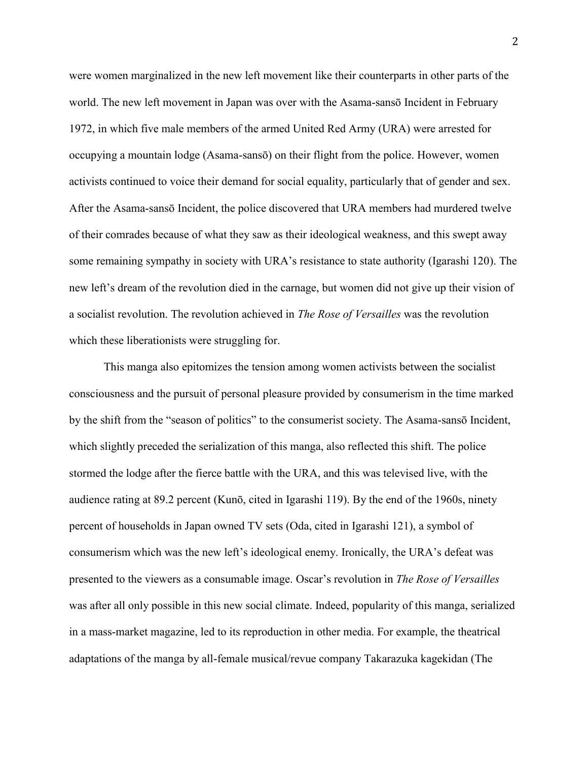were women marginalized in the new left movement like their counterparts in other parts of the world. The new left movement in Japan was over with the Asama-sansō Incident in February 1972, in which five male members of the armed United Red Army (URA) were arrested for occupying a mountain lodge (Asama-sansō) on their flight from the police. However, women activists continued to voice their demand for social equality, particularly that of gender and sex. After the Asama-sansō Incident, the police discovered that URA members had murdered twelve of their comrades because of what they saw as their ideological weakness, and this swept away some remaining sympathy in society with URA's resistance to state authority (Igarashi 120). The new left's dream of the revolution died in the carnage, but women did not give up their vision of a socialist revolution. The revolution achieved in *The Rose of Versailles* was the revolution which these liberationists were struggling for.

This manga also epitomizes the tension among women activists between the socialist consciousness and the pursuit of personal pleasure provided by consumerism in the time marked by the shift from the "season of politics" to the consumerist society. The Asama-sansō Incident, which slightly preceded the serialization of this manga, also reflected this shift. The police stormed the lodge after the fierce battle with the URA, and this was televised live, with the audience rating at 89.2 percent (Kunō, cited in Igarashi 119). By the end of the 1960s, ninety percent of households in Japan owned TV sets (Oda, cited in Igarashi 121), a symbol of consumerism which was the new left's ideological enemy. Ironically, the URA's defeat was presented to the viewers as a consumable image. Oscar's revolution in *The Rose of Versailles* was after all only possible in this new social climate. Indeed, popularity of this manga, serialized in a mass-market magazine, led to its reproduction in other media. For example, the theatrical adaptations of the manga by all-female musical/revue company Takarazuka kagekidan (The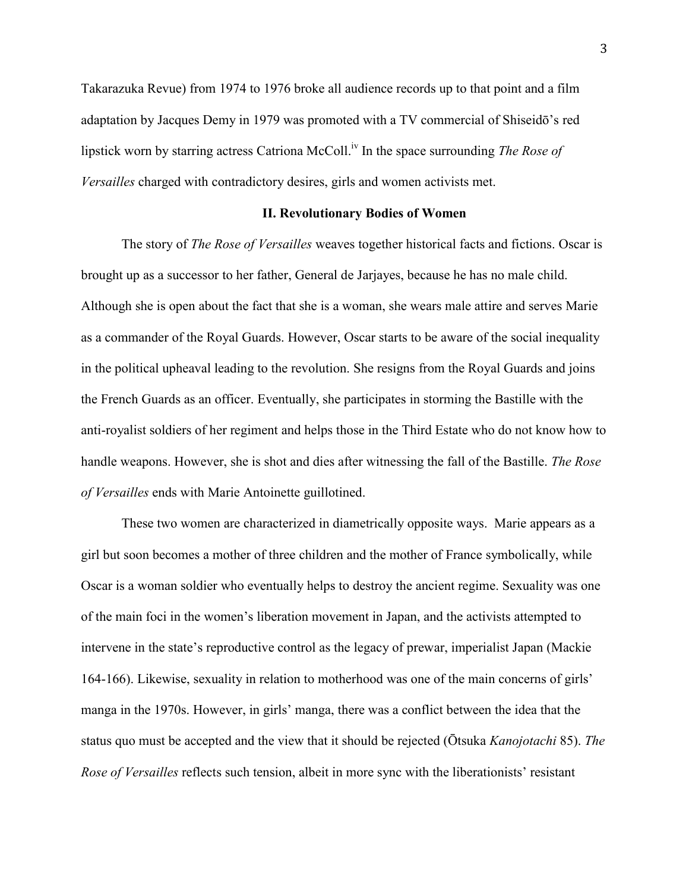Takarazuka Revue) from 1974 to 1976 broke all audience records up to that point and a film adaptation by Jacques Demy in 1979 was promoted with a TV commercial of Shiseidō's red lipstick worn by starring actress Catriona McColl.[iv] In the space surrounding *The Rose of Versailles* charged with contradictory desires, girls and women activists met.

## II. Revolutionary Bodies of Women

The story of *The Rose of Versailles* weaves together historical facts and fictions. Oscar is brought up as a successor to her father, General de Jarjayes, because he has no male child. Although she is open about the fact that she is a woman, she wears male attire and serves Marie as a commander of the Royal Guards. However, Oscar starts to be aware of the social inequality in the political upheaval leading to the revolution. She resigns from the Royal Guards and joins the French Guards as an officer. Eventually, she participates in storming the Bastille with the anti-royalist soldiers of her regiment and helps those in the Third Estate who do not know how to handle weapons. However, she is shot and dies after witnessing the fall of the Bastille. *The Rose of Versailles* ends with Marie Antoinette guillotined.

These two women are characterized in diametrically opposite ways. Marie appears as a girl but soon becomes a mother of three children and the mother of France symbolically, while Oscar is a woman soldier who eventually helps to destroy the ancient regime. Sexuality was one of the main foci in the women's liberation movement in Japan, and the activists attempted to intervene in the state's reproductive control as the legacy of prewar, imperialist Japan (Mackie 164-166). Likewise, sexuality in relation to motherhood was one of the main concerns of girls' manga in the 1970s. However, in girls' manga, there was a conflict between the idea that the status quo must be accepted and the view that it should be rejected (Ōtsuka *Kanojotachi* 85). *The Rose of Versailles* reflects such tension, albeit in more sync with the liberationists' resistant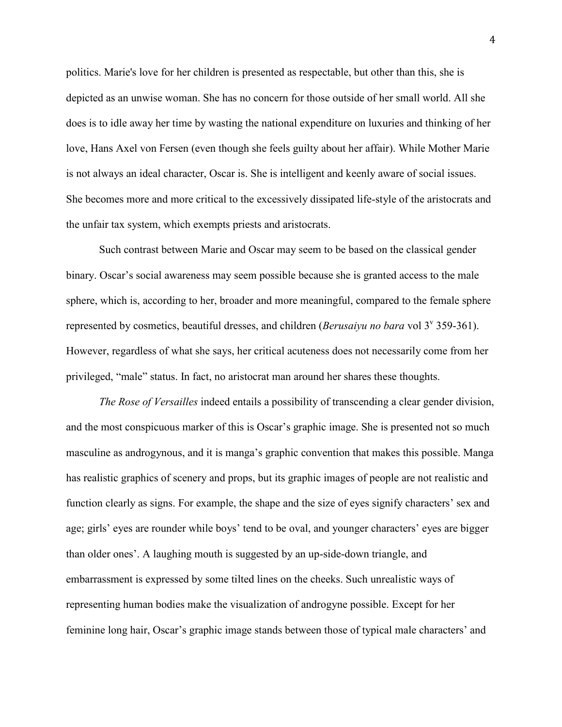politics. Marie's love for her children is presented as respectable, but other than this, she is depicted as an unwise woman. She has no concern for those outside of her small world. All she does is to idle away her time by wasting the national expenditure on luxuries and thinking of her love, Hans Axel von Fersen (even though she feels guilty about her affair). While Mother Marie is not always an ideal character, Oscar is. She is intelligent and keenly aware of social issues. She becomes more and more critical to the excessively dissipated life-style of the aristocrats and the unfair tax system, which exempts priests and aristocrats.

Such contrast between Marie and Oscar may seem to be based on the classical gender binary. Oscar's social awareness may seem possible because she is granted access to the male sphere, which is, according to her, broader and more meaningful, compared to the female sphere represented by cosmetics, beautiful dresses, and children (*Berusaiyu no bara* vol 3[v] 359-361). However, regardless of what she says, her critical acuteness does not necessarily come from her privileged, "male" status. In fact, no aristocrat man around her shares these thoughts.

*The Rose of Versailles* indeed entails a possibility of transcending a clear gender division, and the most conspicuous marker of this is Oscar's graphic image. She is presented not so much masculine as androgynous, and it is manga's graphic convention that makes this possible. Manga has realistic graphics of scenery and props, but its graphic images of people are not realistic and function clearly as signs. For example, the shape and the size of eyes signify characters' sex and age; girls' eyes are rounder while boys' tend to be oval, and younger characters' eyes are bigger than older ones'. A laughing mouth is suggested by an up-side-down triangle, and embarrassment is expressed by some tilted lines on the cheeks. Such unrealistic ways of representing human bodies make the visualization of androgyne possible. Except for her feminine long hair, Oscar's graphic image stands between those of typical male characters' and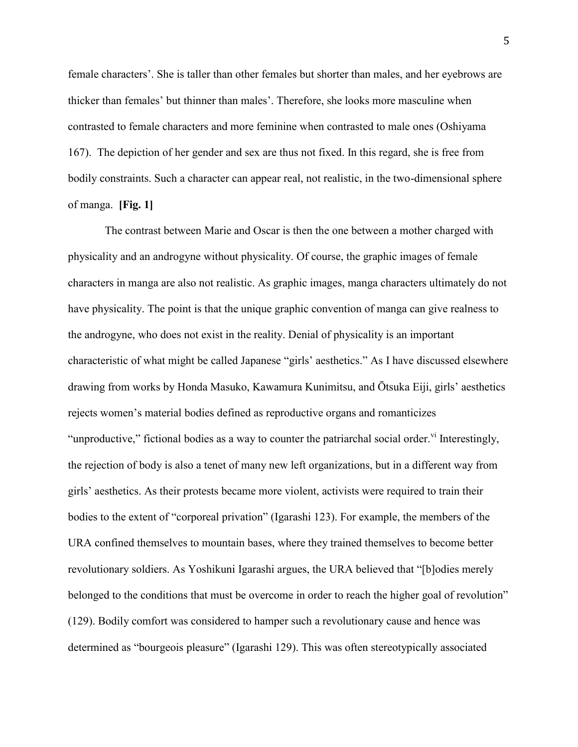female characters'. She is taller than other females but shorter than males, and her eyebrows are thicker than females' but thinner than males'. Therefore, she looks more masculine when contrasted to female characters and more feminine when contrasted to male ones (Oshiyama 167). The depiction of her gender and sex are thus not fixed. In this regard, she is free from bodily constraints. Such a character can appear real, not realistic, in the two-dimensional sphere of manga. **[Fig. 1]**

The contrast between Marie and Oscar is then the one between a mother charged with physicality and an androgyne without physicality. Of course, the graphic images of female characters in manga are also not realistic. As graphic images, manga characters ultimately do not have physicality. The point is that the unique graphic convention of manga can give realness to the androgyne, who does not exist in the reality. Denial of physicality is an important characteristic of what might be called Japanese "girls' aesthetics." As I have discussed elsewhere drawing from works by Honda Masuko, Kawamura Kunimitsu, and Ōtsuka Eiji, girls' aesthetics rejects women's material bodies defined as reproductive organs and romanticizes "unproductive," fictional bodies as a way to counter the patriarchal social order.[vi] Interestingly, the rejection of body is also a tenet of many new left organizations, but in a different way from girls' aesthetics. As their protests became more violent, activists were required to train their bodies to the extent of "corporeal privation" (Igarashi 123). For example, the members of the URA confined themselves to mountain bases, where they trained themselves to become better revolutionary soldiers. As Yoshikuni Igarashi argues, the URA believed that "[b]odies merely belonged to the conditions that must be overcome in order to reach the higher goal of revolution" (129). Bodily comfort was considered to hamper such a revolutionary cause and hence was determined as "bourgeois pleasure" (Igarashi 129). This was often stereotypically associated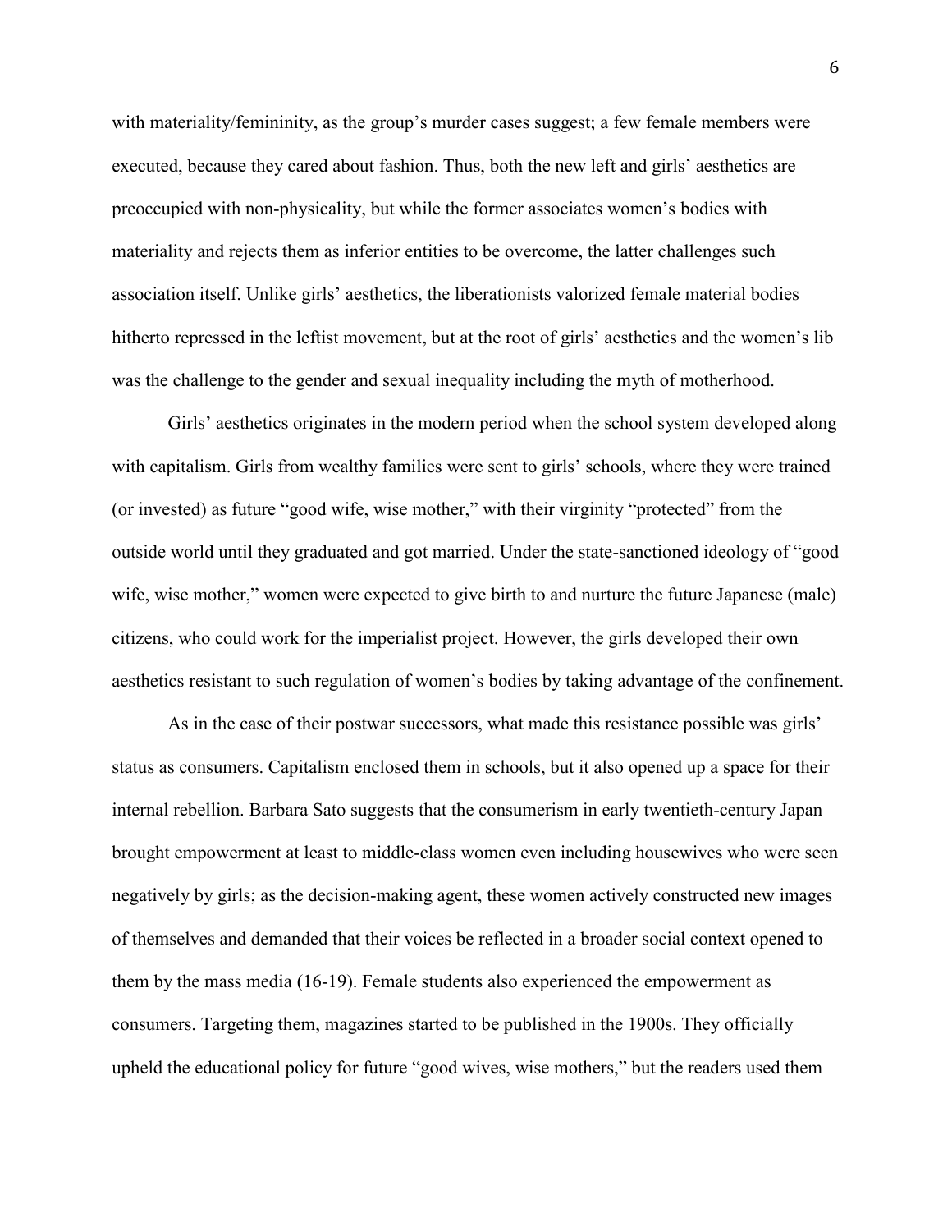with materiality/femininity, as the group's murder cases suggest; a few female members were executed, because they cared about fashion. Thus, both the new left and girls' aesthetics are preoccupied with non-physicality, but while the former associates women's bodies with materiality and rejects them as inferior entities to be overcome, the latter challenges such association itself. Unlike girls' aesthetics, the liberationists valorized female material bodies hitherto repressed in the leftist movement, but at the root of girls' aesthetics and the women's lib was the challenge to the gender and sexual inequality including the myth of motherhood.

Girls' aesthetics originates in the modern period when the school system developed along with capitalism. Girls from wealthy families were sent to girls' schools, where they were trained (or invested) as future "good wife, wise mother," with their virginity "protected" from the outside world until they graduated and got married. Under the state-sanctioned ideology of "good wife, wise mother," women were expected to give birth to and nurture the future Japanese (male) citizens, who could work for the imperialist project. However, the girls developed their own aesthetics resistant to such regulation of women's bodies by taking advantage of the confinement.

As in the case of their postwar successors, what made this resistance possible was girls' status as consumers. Capitalism enclosed them in schools, but it also opened up a space for their internal rebellion. Barbara Sato suggests that the consumerism in early twentieth-century Japan brought empowerment at least to middle-class women even including housewives who were seen negatively by girls; as the decision-making agent, these women actively constructed new images of themselves and demanded that their voices be reflected in a broader social context opened to them by the mass media (16-19). Female students also experienced the empowerment as consumers. Targeting them, magazines started to be published in the 1900s. They officially upheld the educational policy for future "good wives, wise mothers," but the readers used them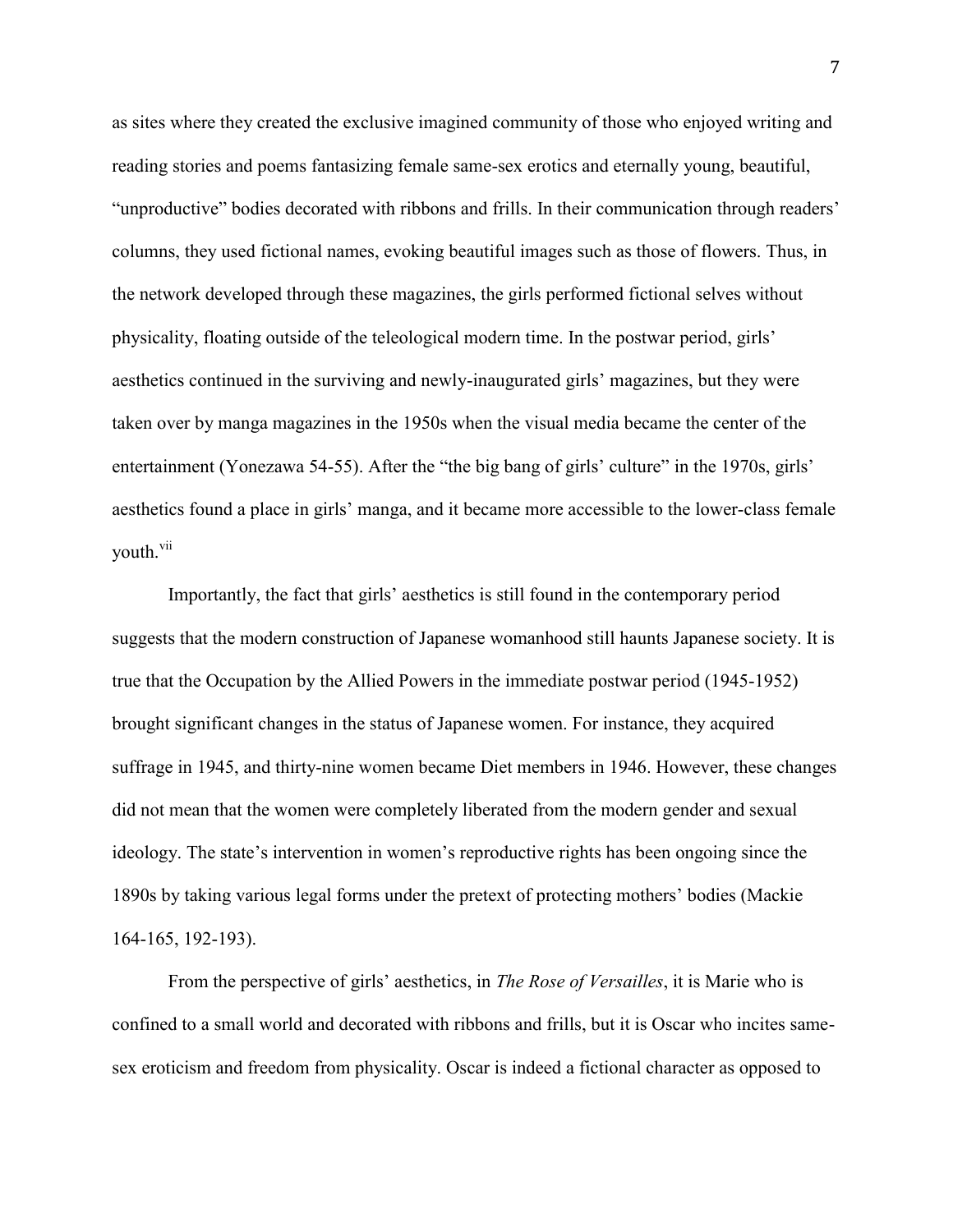as sites where they created the exclusive imagined community of those who enjoyed writing and reading stories and poems fantasizing female same-sex erotics and eternally young, beautiful, "unproductive" bodies decorated with ribbons and frills. In their communication through readers' columns, they used fictional names, evoking beautiful images such as those of flowers. Thus, in the network developed through these magazines, the girls performed fictional selves without physicality, floating outside of the teleological modern time. In the postwar period, girls' aesthetics continued in the surviving and newly-inaugurated girls' magazines, but they were taken over by manga magazines in the 1950s when the visual media became the center of the entertainment (Yonezawa 54-55). After the "the big bang of girls' culture" in the 1970s, girls' aesthetics found a place in girls' manga, and it became more accessible to the lower-class female youth.[vii]

Importantly, the fact that girls' aesthetics is still found in the contemporary period suggests that the modern construction of Japanese womanhood still haunts Japanese society. It is true that the Occupation by the Allied Powers in the immediate postwar period (1945-1952) brought significant changes in the status of Japanese women. For instance, they acquired suffrage in 1945, and thirty-nine women became Diet members in 1946. However, these changes did not mean that the women were completely liberated from the modern gender and sexual ideology. The state's intervention in women's reproductive rights has been ongoing since the 1890s by taking various legal forms under the pretext of protecting mothers' bodies (Mackie 164-165, 192-193).

From the perspective of girls' aesthetics, in *The Rose of Versailles*, it is Marie who is confined to a small world and decorated with ribbons and frills, but it is Oscar who incites same-sex eroticism and freedom from physicality. Oscar is indeed a fictional character as opposed to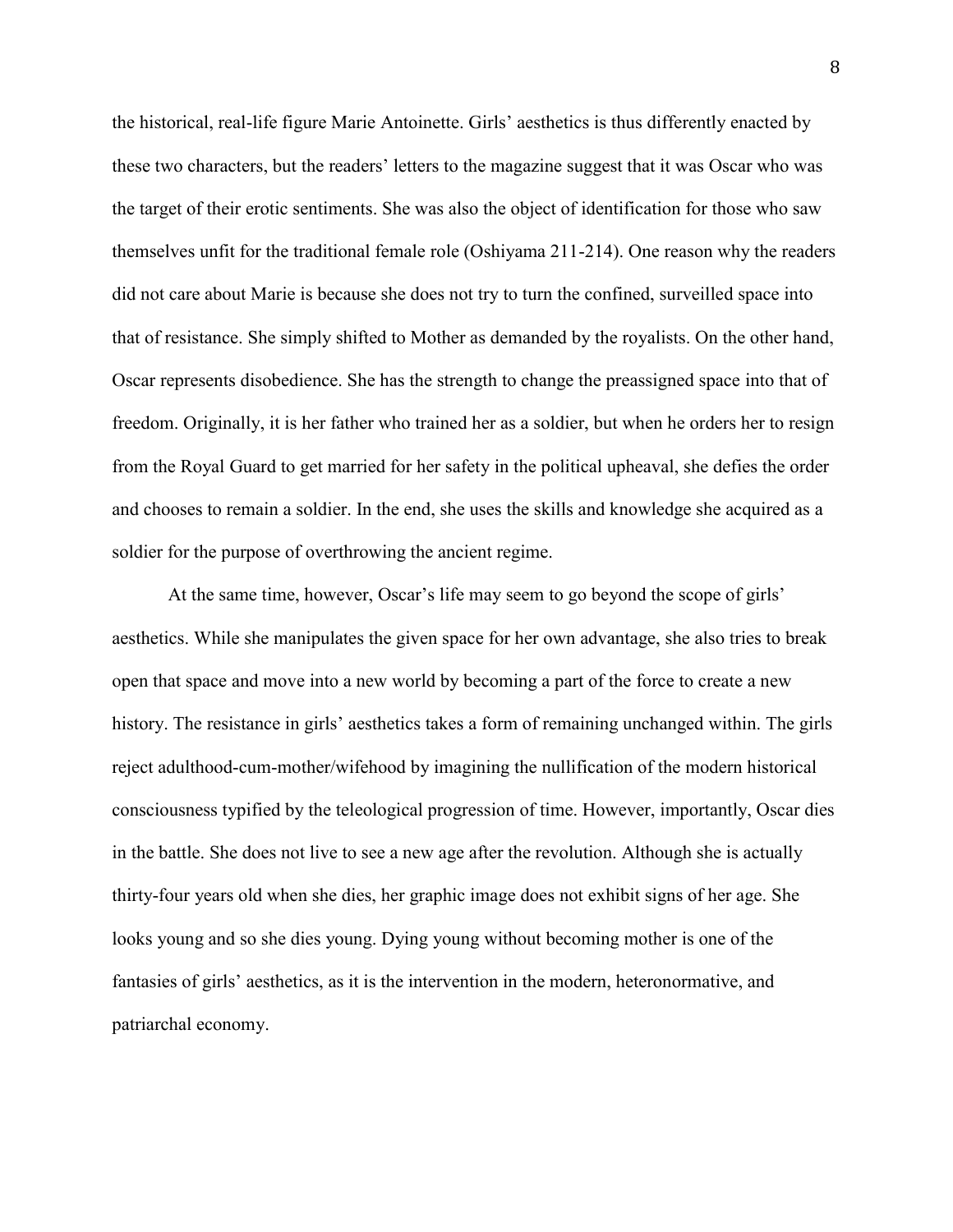the historical, real-life figure Marie Antoinette. Girls' aesthetics is thus differently enacted by these two characters, but the readers' letters to the magazine suggest that it was Oscar who was the target of their erotic sentiments. She was also the object of identification for those who saw themselves unfit for the traditional female role (Oshiyama 211-214). One reason why the readers did not care about Marie is because she does not try to turn the confined, surveilled space into that of resistance. She simply shifted to Mother as demanded by the royalists. On the other hand, Oscar represents disobedience. She has the strength to change the preassigned space into that of freedom. Originally, it is her father who trained her as a soldier, but when he orders her to resign from the Royal Guard to get married for her safety in the political upheaval, she defies the order and chooses to remain a soldier. In the end, she uses the skills and knowledge she acquired as a soldier for the purpose of overthrowing the ancient regime.

At the same time, however, Oscar's life may seem to go beyond the scope of girls' aesthetics. While she manipulates the given space for her own advantage, she also tries to break open that space and move into a new world by becoming a part of the force to create a new history. The resistance in girls' aesthetics takes a form of remaining unchanged within. The girls reject adulthood-cum-mother/wifehood by imagining the nullification of the modern historical consciousness typified by the teleological progression of time. However, importantly, Oscar dies in the battle. She does not live to see a new age after the revolution. Although she is actually thirty-four years old when she dies, her graphic image does not exhibit signs of her age. She looks young and so she dies young. Dying young without becoming mother is one of the fantasies of girls' aesthetics, as it is the intervention in the modern, heteronormative, and patriarchal economy.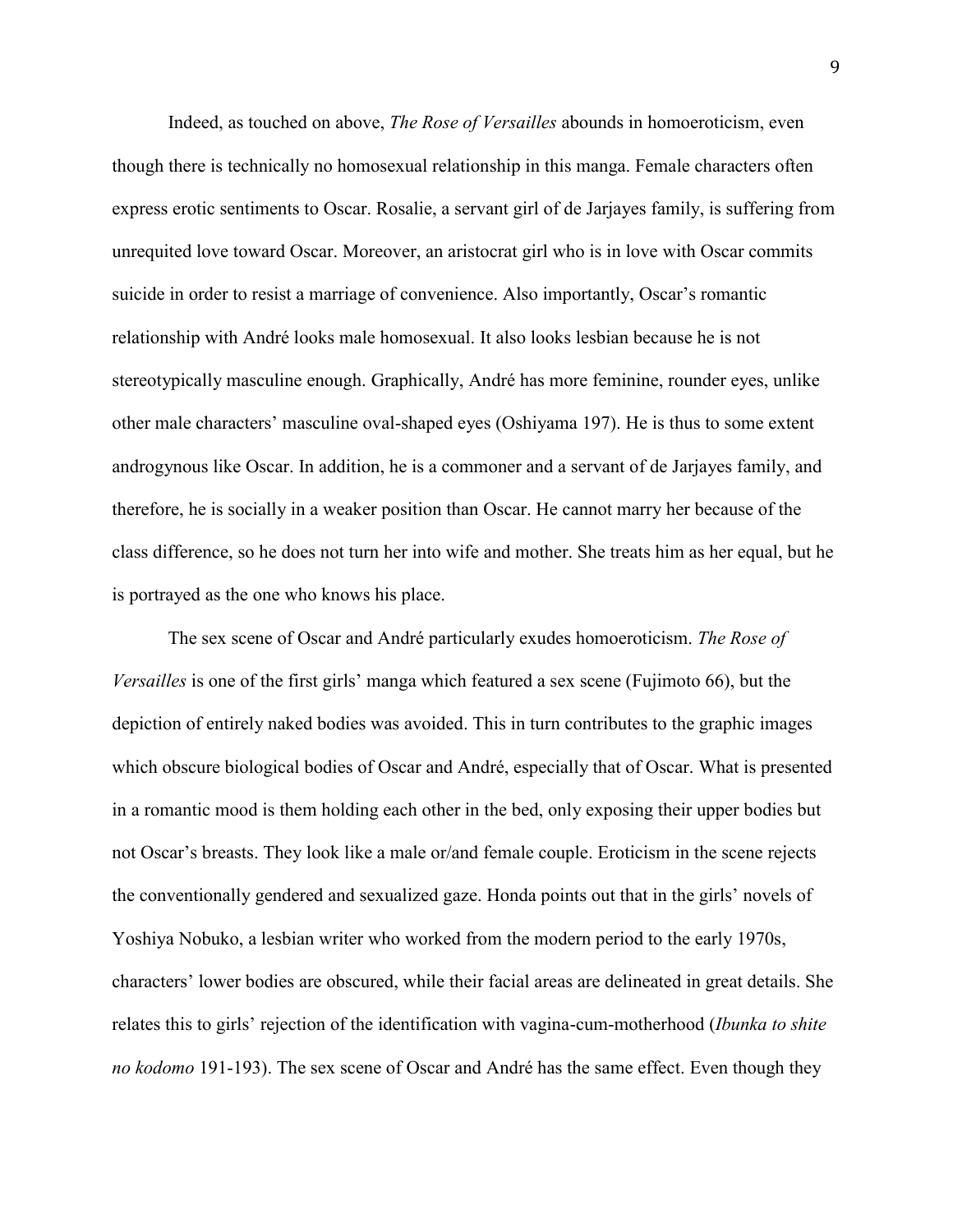Indeed, as touched on above, *The Rose of Versailles* abounds in homoeroticism, even though there is technically no homosexual relationship in this manga. Female characters often express erotic sentiments to Oscar. Rosalie, a servant girl of de Jarjayes family, is suffering from unrequited love toward Oscar. Moreover, an aristocrat girl who is in love with Oscar commits suicide in order to resist a marriage of convenience. Also importantly, Oscar's romantic relationship with André looks male homosexual. It also looks lesbian because he is not stereotypically masculine enough. Graphically, André has more feminine, rounder eyes, unlike other male characters' masculine oval-shaped eyes (Oshiyama 197). He is thus to some extent androgynous like Oscar. In addition, he is a commoner and a servant of de Jarjayes family, and therefore, he is socially in a weaker position than Oscar. He cannot marry her because of the class difference, so he does not turn her into wife and mother. She treats him as her equal, but he is portrayed as the one who knows his place.

The sex scene of Oscar and André particularly exudes homoeroticism. *The Rose of Versailles* is one of the first girls' manga which featured a sex scene (Fujimoto 66), but the depiction of entirely naked bodies was avoided. This in turn contributes to the graphic images which obscure biological bodies of Oscar and André, especially that of Oscar. What is presented in a romantic mood is them holding each other in the bed, only exposing their upper bodies but not Oscar's breasts. They look like a male or/and female couple. Eroticism in the scene rejects the conventionally gendered and sexualized gaze. Honda points out that in the girls' novels of Yoshiya Nobuko, a lesbian writer who worked from the modern period to the early 1970s, characters' lower bodies are obscured, while their facial areas are delineated in great details. She relates this to girls' rejection of the identification with vagina-cum-motherhood (*Ibunka to shite no kodomo* 191-193). The sex scene of Oscar and André has the same effect. Even though they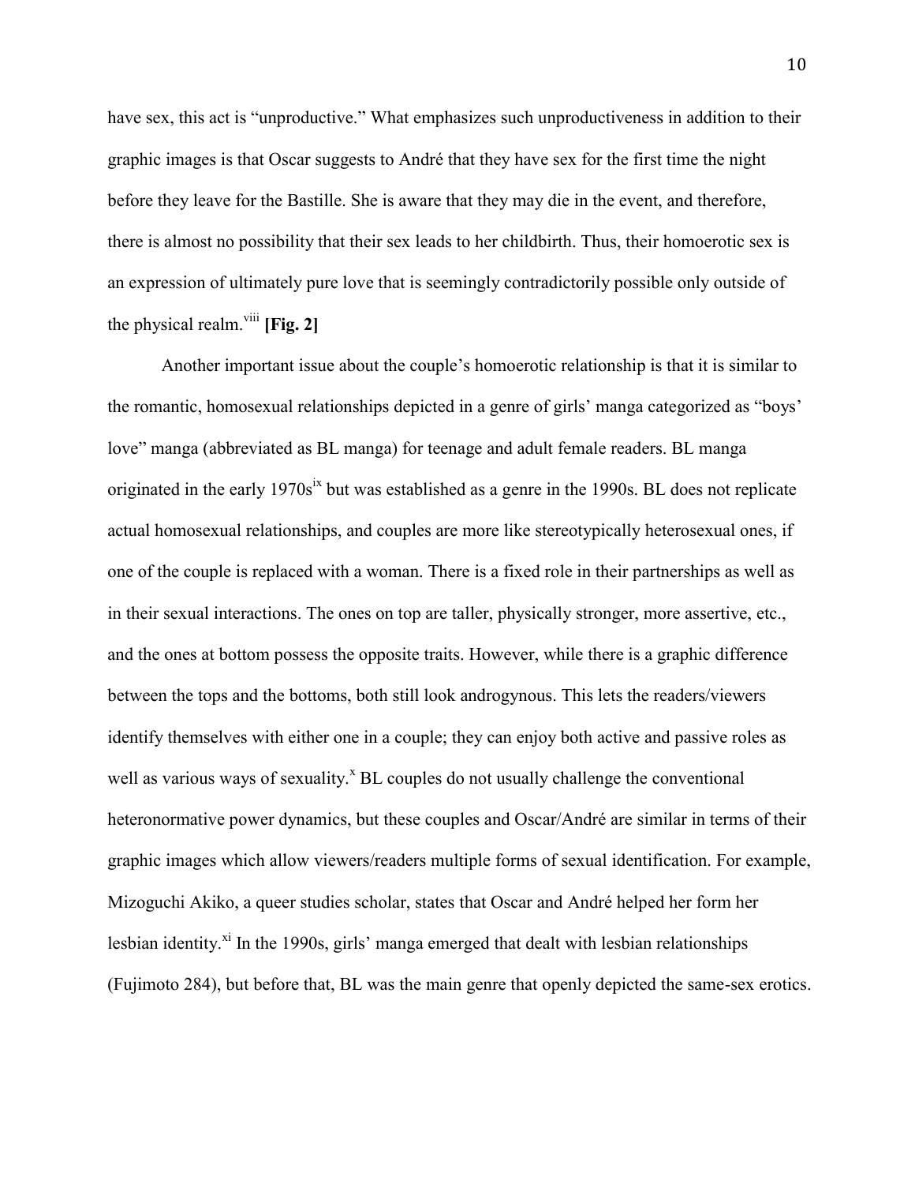have sex, this act is "unproductive." What emphasizes such unproductiveness in addition to their graphic images is that Oscar suggests to André that they have sex for the first time the night before they leave for the Bastille. She is aware that they may die in the event, and therefore, there is almost no possibility that their sex leads to her childbirth. Thus, their homoerotic sex is an expression of ultimately pure love that is seemingly contradictorily possible only outside of the physical realm.[viii] **[Fig. 2]**

Another important issue about the couple's homoerotic relationship is that it is similar to the romantic, homosexual relationships depicted in a genre of girls' manga categorized as "boys' love" manga (abbreviated as BL manga) for teenage and adult female readers. BL manga originated in the early 1970s[ix] but was established as a genre in the 1990s. BL does not replicate actual homosexual relationships, and couples are more like stereotypically heterosexual ones, if one of the couple is replaced with a woman. There is a fixed role in their partnerships as well as in their sexual interactions. The ones on top are taller, physically stronger, more assertive, etc., and the ones at bottom possess the opposite traits. However, while there is a graphic difference between the tops and the bottoms, both still look androgynous. This lets the readers/viewers identify themselves with either one in a couple; they can enjoy both active and passive roles as well as various ways of sexuality.[x] BL couples do not usually challenge the conventional heteronormative power dynamics, but these couples and Oscar/André are similar in terms of their graphic images which allow viewers/readers multiple forms of sexual identification. For example, Mizoguchi Akiko, a queer studies scholar, states that Oscar and André helped her form her lesbian identity.[xi] In the 1990s, girls' manga emerged that dealt with lesbian relationships (Fujimoto 284), but before that, BL was the main genre that openly depicted the same-sex erotics.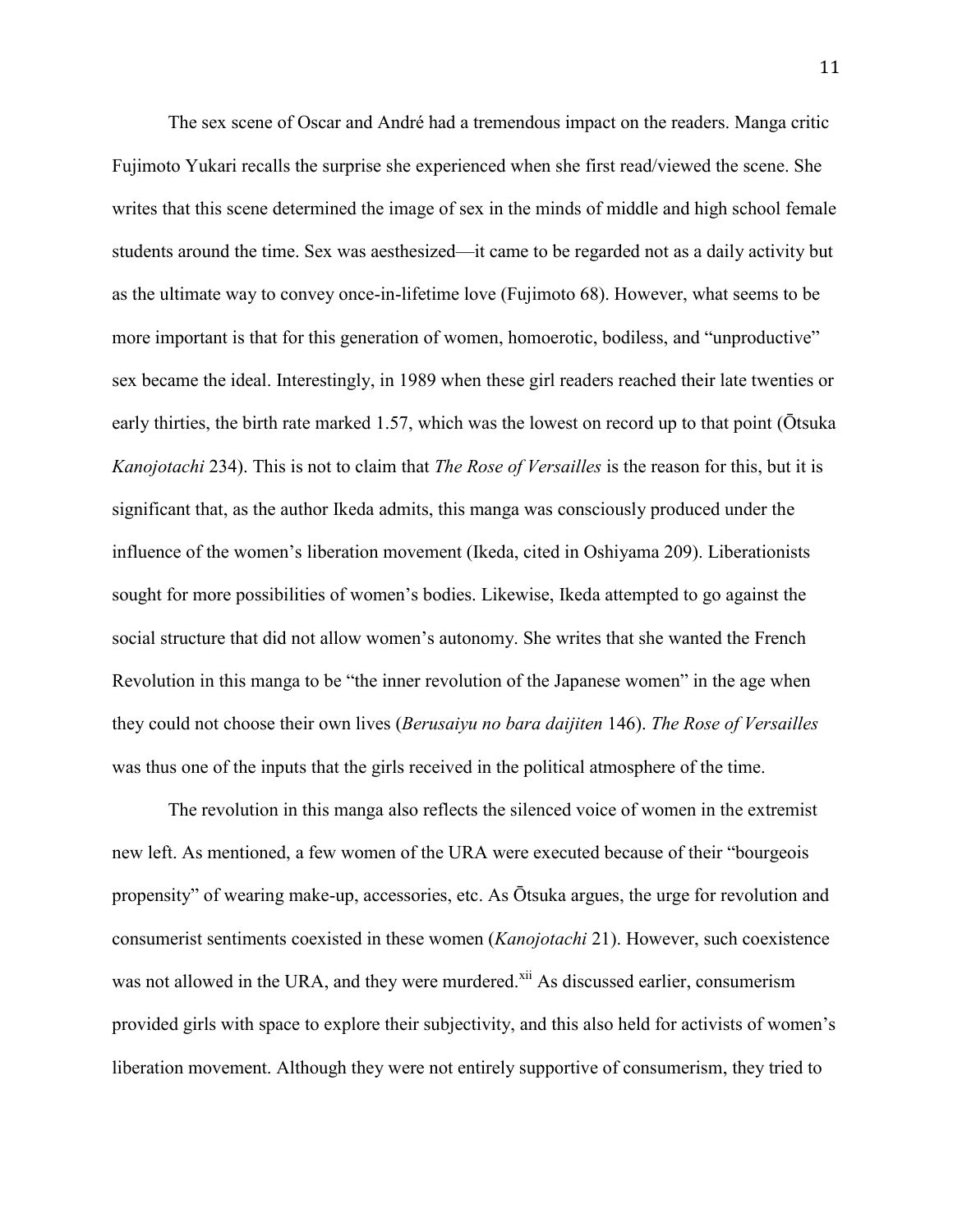The sex scene of Oscar and André had a tremendous impact on the readers. Manga critic Fujimoto Yukari recalls the surprise she experienced when she first read/viewed the scene. She writes that this scene determined the image of sex in the minds of middle and high school female students around the time. Sex was aesthesized—it came to be regarded not as a daily activity but as the ultimate way to convey once-in-lifetime love (Fujimoto 68). However, what seems to be more important is that for this generation of women, homoerotic, bodiless, and "unproductive" sex became the ideal. Interestingly, in 1989 when these girl readers reached their late twenties or early thirties, the birth rate marked 1.57, which was the lowest on record up to that point (Ōtsuka *Kanojotachi* 234). This is not to claim that *The Rose of Versailles* is the reason for this, but it is significant that, as the author Ikeda admits, this manga was consciously produced under the influence of the women's liberation movement (Ikeda, cited in Oshiyama 209). Liberationists sought for more possibilities of women's bodies. Likewise, Ikeda attempted to go against the social structure that did not allow women's autonomy. She writes that she wanted the French Revolution in this manga to be "the inner revolution of the Japanese women" in the age when they could not choose their own lives (*Berusaiyu no bara daijiten* 146). *The Rose of Versailles* was thus one of the inputs that the girls received in the political atmosphere of the time.

The revolution in this manga also reflects the silenced voice of women in the extremist new left. As mentioned, a few women of the URA were executed because of their "bourgeois propensity" of wearing make-up, accessories, etc. As Ōtsuka argues, the urge for revolution and consumerist sentiments coexisted in these women (*Kanojotachi* 21). However, such coexistence was not allowed in the URA, and they were murdered.[xii] As discussed earlier, consumerism provided girls with space to explore their subjectivity, and this also held for activists of women's liberation movement. Although they were not entirely supportive of consumerism, they tried to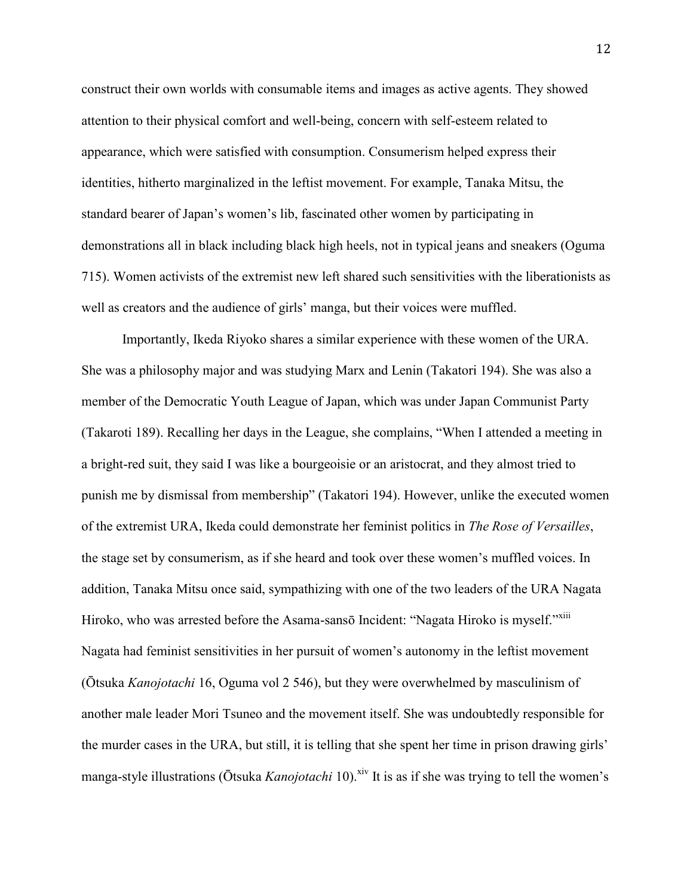construct their own worlds with consumable items and images as active agents. They showed attention to their physical comfort and well-being, concern with self-esteem related to appearance, which were satisfied with consumption. Consumerism helped express their identities, hitherto marginalized in the leftist movement. For example, Tanaka Mitsu, the standard bearer of Japan's women's lib, fascinated other women by participating in demonstrations all in black including black high heels, not in typical jeans and sneakers (Oguma 715). Women activists of the extremist new left shared such sensitivities with the liberationists as well as creators and the audience of girls' manga, but their voices were muffled.

Importantly, Ikeda Riyoko shares a similar experience with these women of the URA. She was a philosophy major and was studying Marx and Lenin (Takatori 194). She was also a member of the Democratic Youth League of Japan, which was under Japan Communist Party (Takaroti 189). Recalling her days in the League, she complains, "When I attended a meeting in a bright-red suit, they said I was like a bourgeoisie or an aristocrat, and they almost tried to punish me by dismissal from membership" (Takatori 194). However, unlike the executed women of the extremist URA, Ikeda could demonstrate her feminist politics in *The Rose of Versailles*, the stage set by consumerism, as if she heard and took over these women's muffled voices. In addition, Tanaka Mitsu once said, sympathizing with one of the two leaders of the URA Nagata Hiroko, who was arrested before the Asama-sansō Incident: "Nagata Hiroko is myself."[xiii] Nagata had feminist sensitivities in her pursuit of women's autonomy in the leftist movement (Ōtsuka *Kanojotachi* 16, Oguma vol 2 546), but they were overwhelmed by masculinism of another male leader Mori Tsuneo and the movement itself. She was undoubtedly responsible for the murder cases in the URA, but still, it is telling that she spent her time in prison drawing girls' manga-style illustrations (Ōtsuka *Kanojotachi* 10).[xiv] It is as if she was trying to tell the women's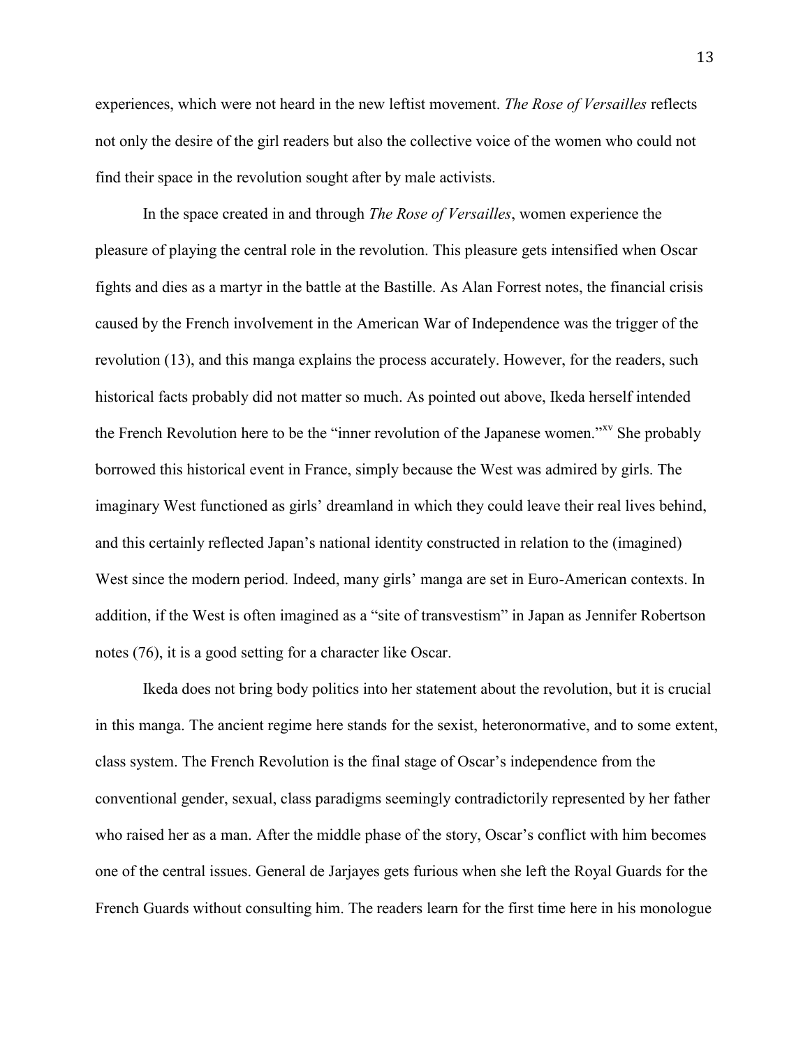experiences, which were not heard in the new leftist movement. *The Rose of Versailles* reflects not only the desire of the girl readers but also the collective voice of the women who could not find their space in the revolution sought after by male activists.

In the space created in and through *The Rose of Versailles*, women experience the pleasure of playing the central role in the revolution. This pleasure gets intensified when Oscar fights and dies as a martyr in the battle at the Bastille. As Alan Forrest notes, the financial crisis caused by the French involvement in the American War of Independence was the trigger of the revolution (13), and this manga explains the process accurately. However, for the readers, such historical facts probably did not matter so much. As pointed out above, Ikeda herself intended the French Revolution here to be the "inner revolution of the Japanese women."[xv] She probably borrowed this historical event in France, simply because the West was admired by girls. The imaginary West functioned as girls' dreamland in which they could leave their real lives behind, and this certainly reflected Japan's national identity constructed in relation to the (imagined) West since the modern period. Indeed, many girls' manga are set in Euro-American contexts. In addition, if the West is often imagined as a "site of transvestism" in Japan as Jennifer Robertson notes (76), it is a good setting for a character like Oscar.

Ikeda does not bring body politics into her statement about the revolution, but it is crucial in this manga. The ancient regime here stands for the sexist, heteronormative, and to some extent, class system. The French Revolution is the final stage of Oscar's independence from the conventional gender, sexual, class paradigms seemingly contradictorily represented by her father who raised her as a man. After the middle phase of the story, Oscar's conflict with him becomes one of the central issues. General de Jarjayes gets furious when she left the Royal Guards for the French Guards without consulting him. The readers learn for the first time here in his monologue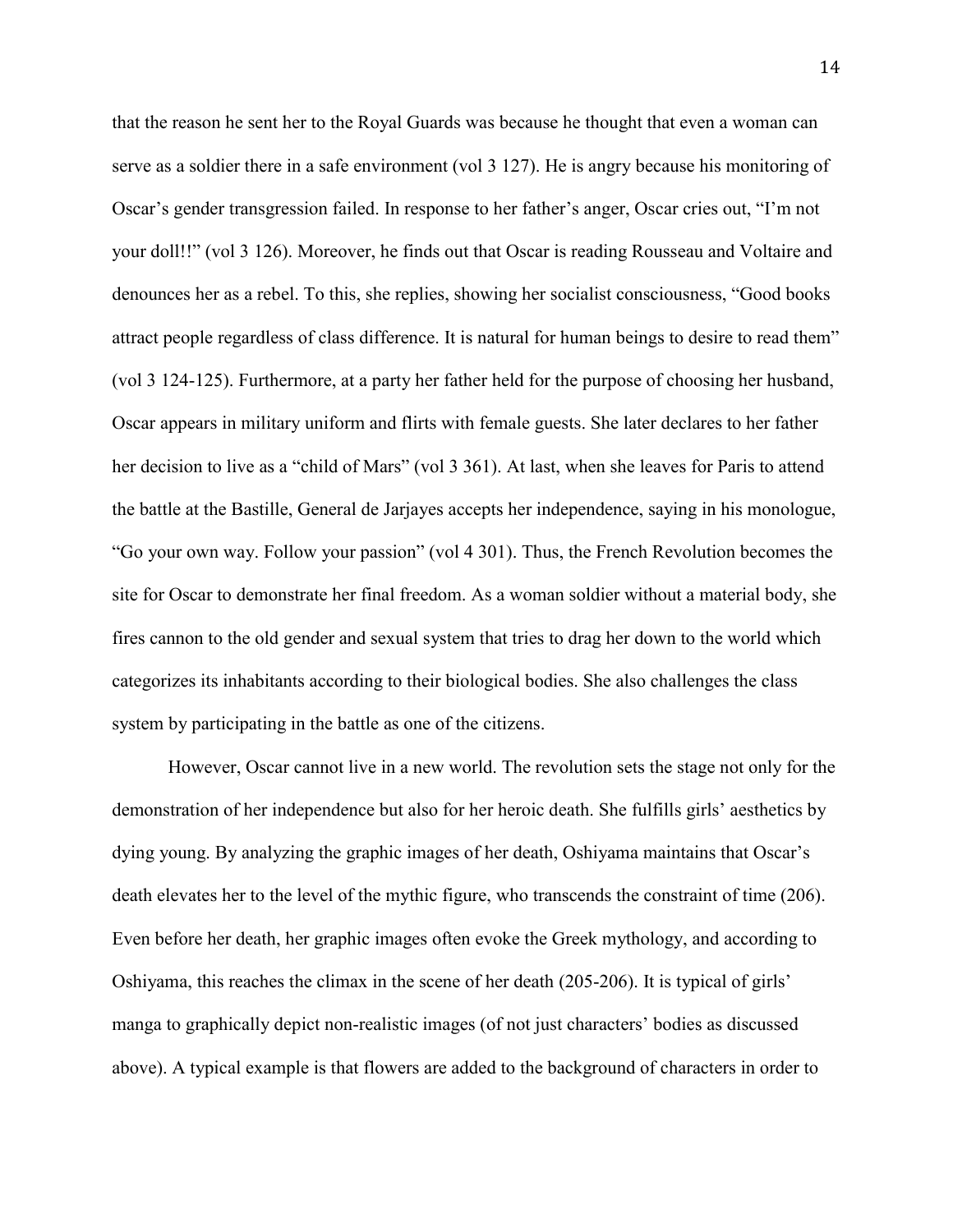that the reason he sent her to the Royal Guards was because he thought that even a woman can serve as a soldier there in a safe environment (vol 3 127). He is angry because his monitoring of Oscar's gender transgression failed. In response to her father's anger, Oscar cries out, "I'm not your doll!!" (vol 3 126). Moreover, he finds out that Oscar is reading Rousseau and Voltaire and denounces her as a rebel. To this, she replies, showing her socialist consciousness, "Good books attract people regardless of class difference. It is natural for human beings to desire to read them" (vol 3 124-125). Furthermore, at a party her father held for the purpose of choosing her husband, Oscar appears in military uniform and flirts with female guests. She later declares to her father her decision to live as a "child of Mars" (vol 3 361). At last, when she leaves for Paris to attend the battle at the Bastille, General de Jarjayes accepts her independence, saying in his monologue, "Go your own way. Follow your passion" (vol 4 301). Thus, the French Revolution becomes the site for Oscar to demonstrate her final freedom. As a woman soldier without a material body, she fires cannon to the old gender and sexual system that tries to drag her down to the world which categorizes its inhabitants according to their biological bodies. She also challenges the class system by participating in the battle as one of the citizens.

However, Oscar cannot live in a new world. The revolution sets the stage not only for the demonstration of her independence but also for her heroic death. She fulfills girls' aesthetics by dying young. By analyzing the graphic images of her death, Oshiyama maintains that Oscar's death elevates her to the level of the mythic figure, who transcends the constraint of time (206). Even before her death, her graphic images often evoke the Greek mythology, and according to Oshiyama, this reaches the climax in the scene of her death (205-206). It is typical of girls' manga to graphically depict non-realistic images (of not just characters' bodies as discussed above). A typical example is that flowers are added to the background of characters in order to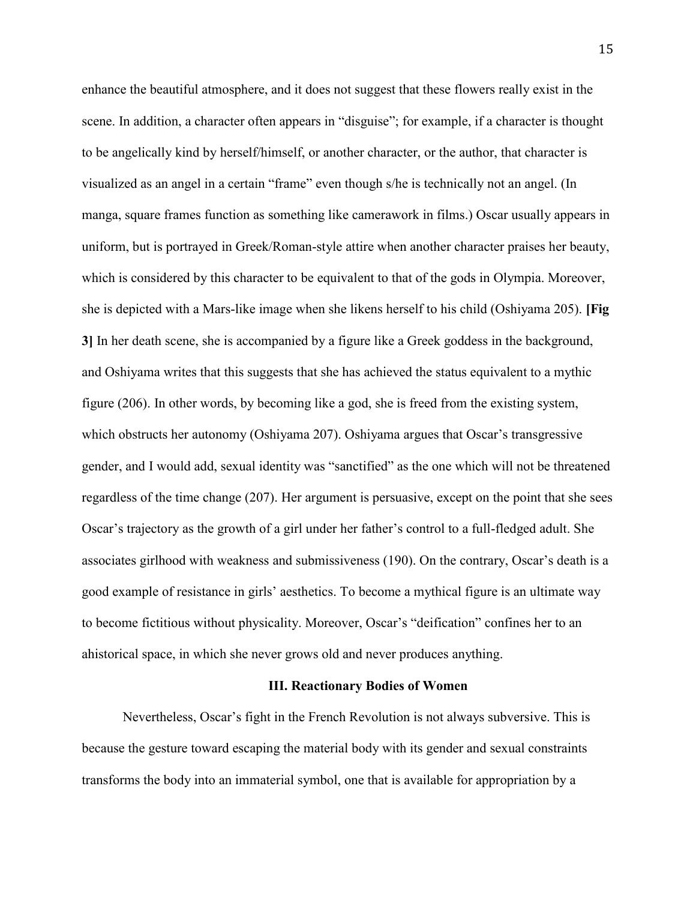enhance the beautiful atmosphere, and it does not suggest that these flowers really exist in the scene. In addition, a character often appears in "disguise"; for example, if a character is thought to be angelically kind by herself/himself, or another character, or the author, that character is visualized as an angel in a certain "frame" even though s/he is technically not an angel. (In manga, square frames function as something like camerawork in films.) Oscar usually appears in uniform, but is portrayed in Greek/Roman-style attire when another character praises her beauty, which is considered by this character to be equivalent to that of the gods in Olympia. Moreover, she is depicted with a Mars-like image when she likens herself to his child (Oshiyama 205). **[Fig 3]** In her death scene, she is accompanied by a figure like a Greek goddess in the background, and Oshiyama writes that this suggests that she has achieved the status equivalent to a mythic figure (206). In other words, by becoming like a god, she is freed from the existing system, which obstructs her autonomy (Oshiyama 207). Oshiyama argues that Oscar's transgressive gender, and I would add, sexual identity was "sanctified" as the one which will not be threatened regardless of the time change (207). Her argument is persuasive, except on the point that she sees Oscar's trajectory as the growth of a girl under her father's control to a full-fledged adult. She associates girlhood with weakness and submissiveness (190). On the contrary, Oscar's death is a good example of resistance in girls' aesthetics. To become a mythical figure is an ultimate way to become fictitious without physicality. Moreover, Oscar's "deification" confines her to an ahistorical space, in which she never grows old and never produces anything.

### III. Reactionary Bodies of Women

Nevertheless, Oscar's fight in the French Revolution is not always subversive. This is because the gesture toward escaping the material body with its gender and sexual constraints transforms the body into an immaterial symbol, one that is available for appropriation by a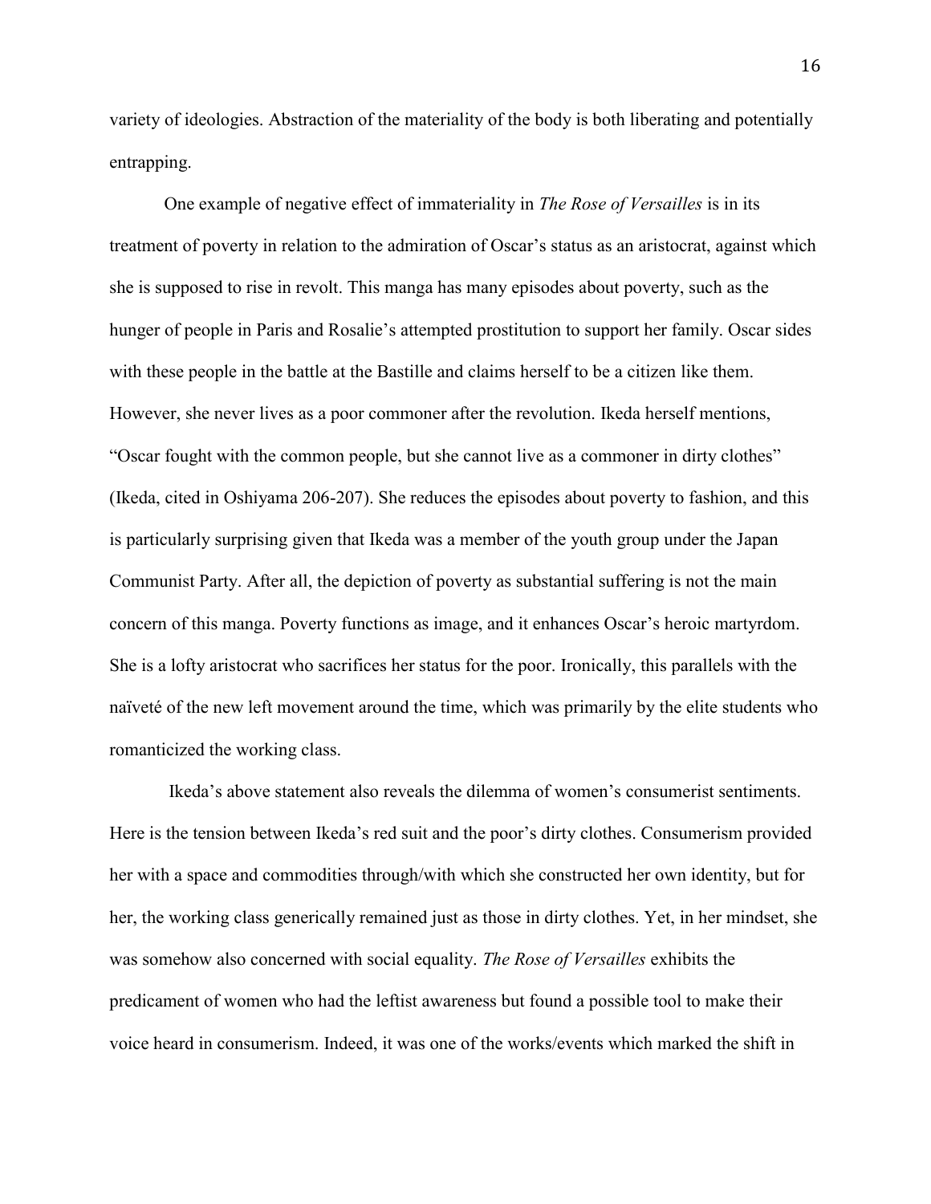variety of ideologies. Abstraction of the materiality of the body is both liberating and potentially entrapping.

One example of negative effect of immateriality in *The Rose of Versailles* is in its treatment of poverty in relation to the admiration of Oscar's status as an aristocrat, against which she is supposed to rise in revolt. This manga has many episodes about poverty, such as the hunger of people in Paris and Rosalie's attempted prostitution to support her family. Oscar sides with these people in the battle at the Bastille and claims herself to be a citizen like them. However, she never lives as a poor commoner after the revolution. Ikeda herself mentions, "Oscar fought with the common people, but she cannot live as a commoner in dirty clothes" (Ikeda, cited in Oshiyama 206-207). She reduces the episodes about poverty to fashion, and this is particularly surprising given that Ikeda was a member of the youth group under the Japan Communist Party. After all, the depiction of poverty as substantial suffering is not the main concern of this manga. Poverty functions as image, and it enhances Oscar's heroic martyrdom. She is a lofty aristocrat who sacrifices her status for the poor. Ironically, this parallels with the naïveté of the new left movement around the time, which was primarily by the elite students who romanticized the working class.

Ikeda's above statement also reveals the dilemma of women's consumerist sentiments. Here is the tension between Ikeda's red suit and the poor's dirty clothes. Consumerism provided her with a space and commodities through/with which she constructed her own identity, but for her, the working class generically remained just as those in dirty clothes. Yet, in her mindset, she was somehow also concerned with social equality. *The Rose of Versailles* exhibits the predicament of women who had the leftist awareness but found a possible tool to make their voice heard in consumerism. Indeed, it was one of the works/events which marked the shift in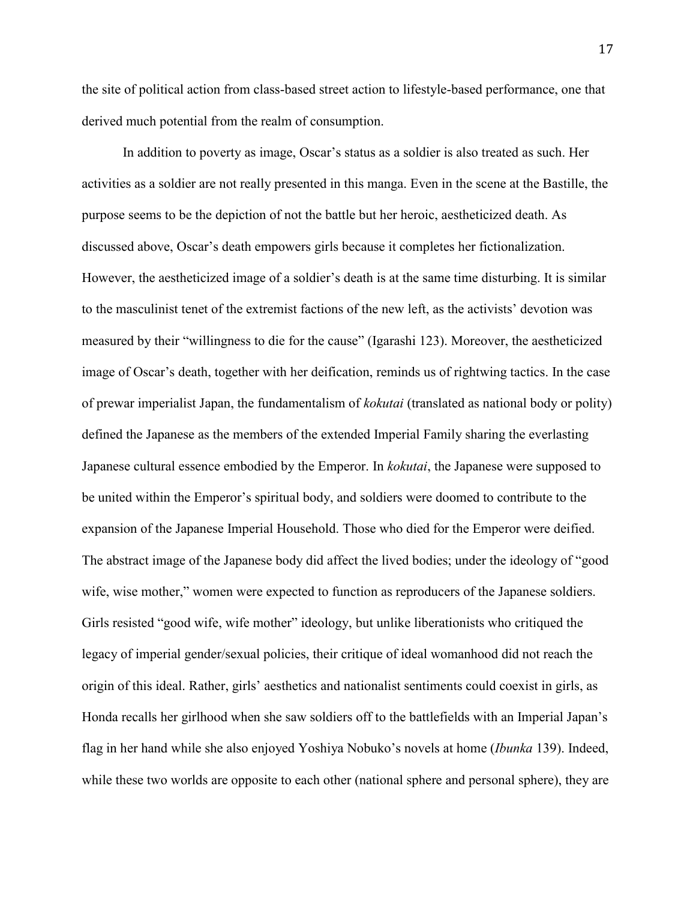the site of political action from class-based street action to lifestyle-based performance, one that derived much potential from the realm of consumption.

In addition to poverty as image, Oscar's status as a soldier is also treated as such. Her activities as a soldier are not really presented in this manga. Even in the scene at the Bastille, the purpose seems to be the depiction of not the battle but her heroic, aestheticized death. As discussed above, Oscar's death empowers girls because it completes her fictionalization. However, the aestheticized image of a soldier's death is at the same time disturbing. It is similar to the masculinist tenet of the extremist factions of the new left, as the activists' devotion was measured by their "willingness to die for the cause" (Igarashi 123). Moreover, the aestheticized image of Oscar's death, together with her deification, reminds us of rightwing tactics. In the case of prewar imperialist Japan, the fundamentalism of *kokutai* (translated as national body or polity) defined the Japanese as the members of the extended Imperial Family sharing the everlasting Japanese cultural essence embodied by the Emperor. In *kokutai*, the Japanese were supposed to be united within the Emperor's spiritual body, and soldiers were doomed to contribute to the expansion of the Japanese Imperial Household. Those who died for the Emperor were deified. The abstract image of the Japanese body did affect the lived bodies; under the ideology of "good wife, wise mother," women were expected to function as reproducers of the Japanese soldiers. Girls resisted "good wife, wife mother" ideology, but unlike liberationists who critiqued the legacy of imperial gender/sexual policies, their critique of ideal womanhood did not reach the origin of this ideal. Rather, girls' aesthetics and nationalist sentiments could coexist in girls, as Honda recalls her girlhood when she saw soldiers off to the battlefields with an Imperial Japan's flag in her hand while she also enjoyed Yoshiya Nobuko's novels at home (*Ibunka* 139). Indeed, while these two worlds are opposite to each other (national sphere and personal sphere), they are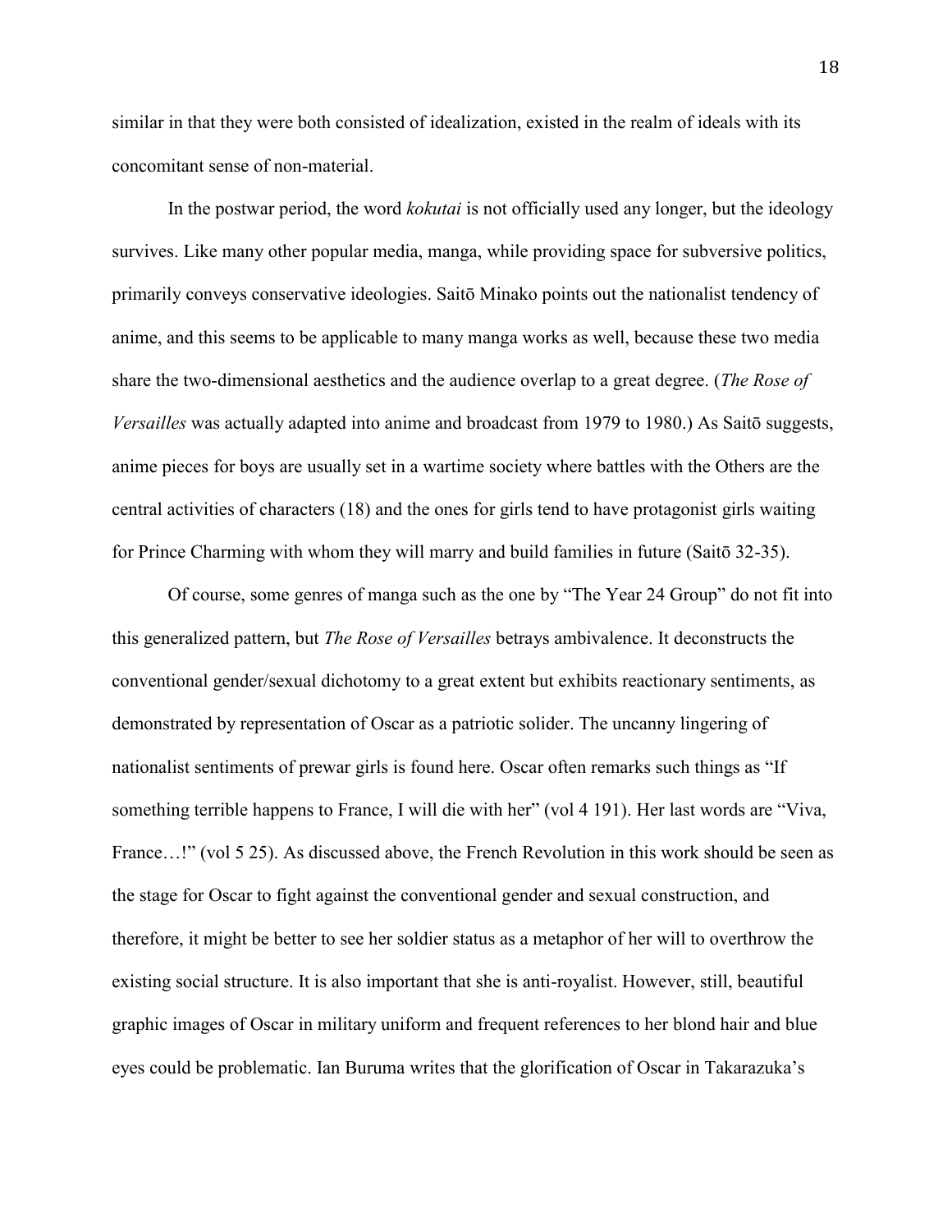similar in that they were both consisted of idealization, existed in the realm of ideals with its concomitant sense of non-material.

In the postwar period, the word *kokutai* is not officially used any longer, but the ideology survives. Like many other popular media, manga, while providing space for subversive politics, primarily conveys conservative ideologies. Saitō Minako points out the nationalist tendency of anime, and this seems to be applicable to many manga works as well, because these two media share the two-dimensional aesthetics and the audience overlap to a great degree. (*The Rose of Versailles* was actually adapted into anime and broadcast from 1979 to 1980.) As Saitō suggests, anime pieces for boys are usually set in a wartime society where battles with the Others are the central activities of characters (18) and the ones for girls tend to have protagonist girls waiting for Prince Charming with whom they will marry and build families in future (Saitō 32-35).

Of course, some genres of manga such as the one by "The Year 24 Group" do not fit into this generalized pattern, but *The Rose of Versailles* betrays ambivalence. It deconstructs the conventional gender/sexual dichotomy to a great extent but exhibits reactionary sentiments, as demonstrated by representation of Oscar as a patriotic solider. The uncanny lingering of nationalist sentiments of prewar girls is found here. Oscar often remarks such things as "If something terrible happens to France, I will die with her" (vol 4 191). Her last words are "Viva, France…!" (vol 5 25). As discussed above, the French Revolution in this work should be seen as the stage for Oscar to fight against the conventional gender and sexual construction, and therefore, it might be better to see her soldier status as a metaphor of her will to overthrow the existing social structure. It is also important that she is anti-royalist. However, still, beautiful graphic images of Oscar in military uniform and frequent references to her blond hair and blue eyes could be problematic. Ian Buruma writes that the glorification of Oscar in Takarazuka's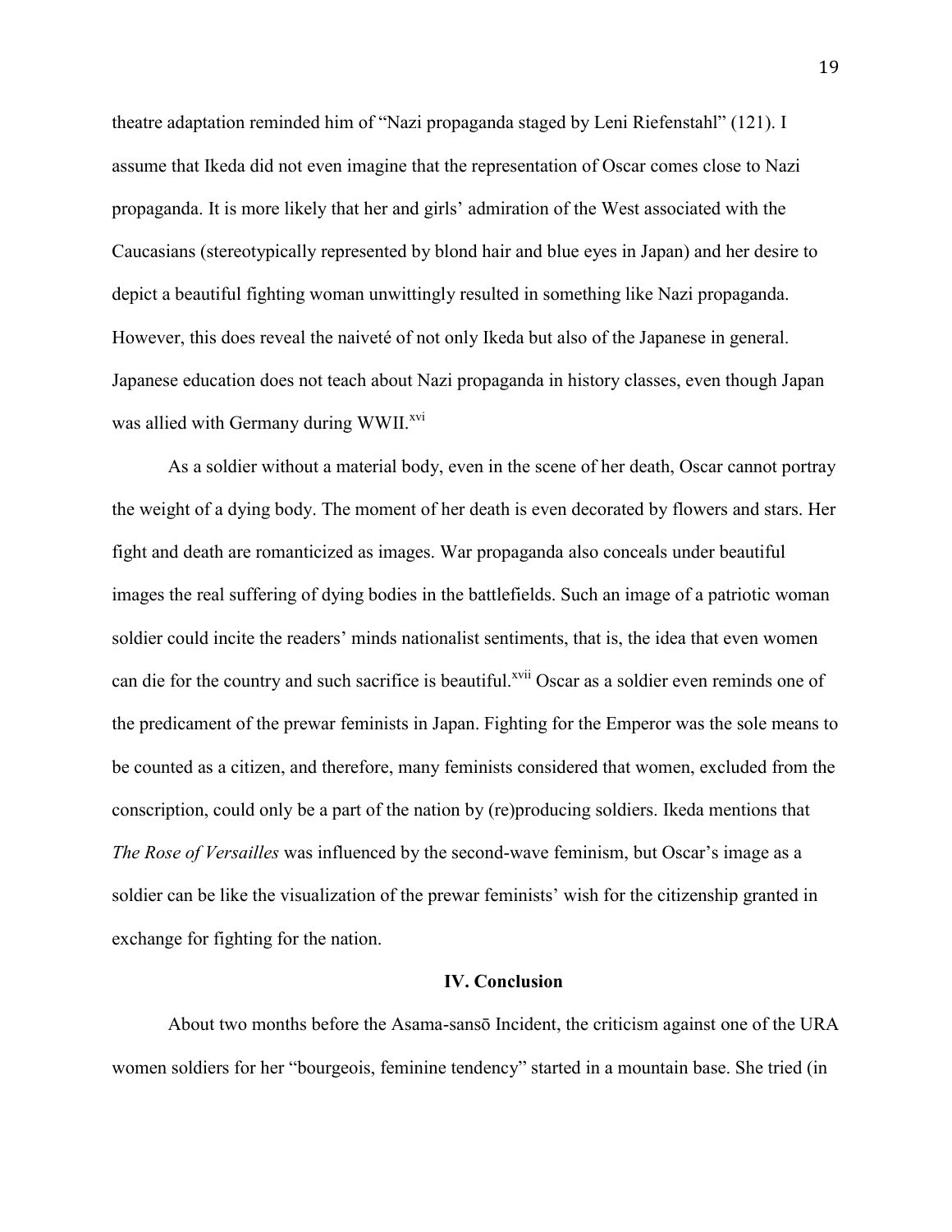theatre adaptation reminded him of "Nazi propaganda staged by Leni Riefenstahl" (121). I assume that Ikeda did not even imagine that the representation of Oscar comes close to Nazi propaganda. It is more likely that her and girls' admiration of the West associated with the Caucasians (stereotypically represented by blond hair and blue eyes in Japan) and her desire to depict a beautiful fighting woman unwittingly resulted in something like Nazi propaganda. However, this does reveal the naiveté of not only Ikeda but also of the Japanese in general. Japanese education does not teach about Nazi propaganda in history classes, even though Japan was allied with Germany during WWII.[xvi]

As a soldier without a material body, even in the scene of her death, Oscar cannot portray the weight of a dying body. The moment of her death is even decorated by flowers and stars. Her fight and death are romanticized as images. War propaganda also conceals under beautiful images the real suffering of dying bodies in the battlefields. Such an image of a patriotic woman soldier could incite the readers' minds nationalist sentiments, that is, the idea that even women can die for the country and such sacrifice is beautiful.[xvii] Oscar as a soldier even reminds one of the predicament of the prewar feminists in Japan. Fighting for the Emperor was the sole means to be counted as a citizen, and therefore, many feminists considered that women, excluded from the conscription, could only be a part of the nation by (re)producing soldiers. Ikeda mentions that *The Rose of Versailles* was influenced by the second-wave feminism, but Oscar's image as a soldier can be like the visualization of the prewar feminists' wish for the citizenship granted in exchange for fighting for the nation.

## IV. Conclusion

About two months before the Asama-sansō Incident, the criticism against one of the URA women soldiers for her "bourgeois, feminine tendency" started in a mountain base. She tried (in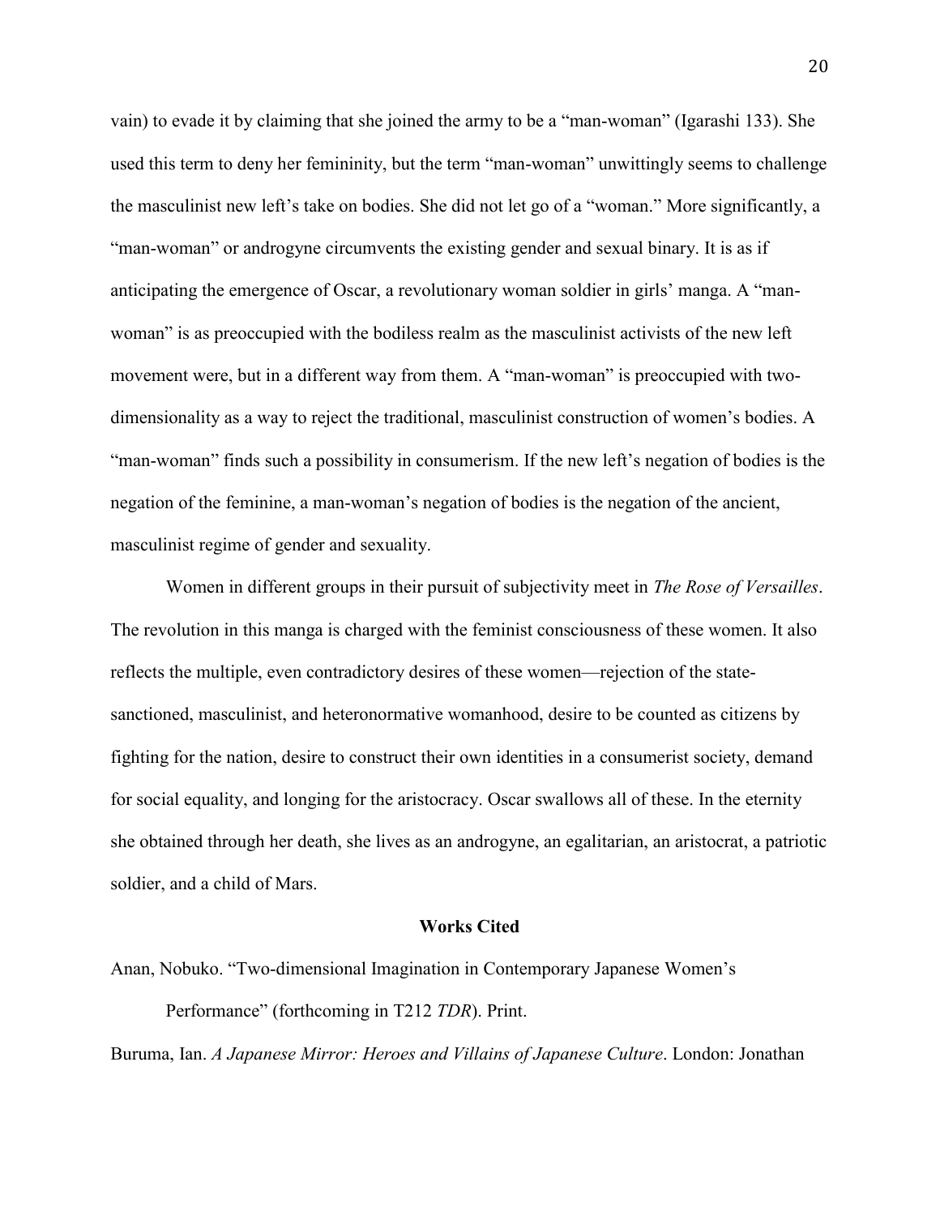vain) to evade it by claiming that she joined the army to be a "man-woman" (Igarashi 133). She used this term to deny her femininity, but the term "man-woman" unwittingly seems to challenge the masculinist new left's take on bodies. She did not let go of a "woman." More significantly, a "man-woman" or androgyne circumvents the existing gender and sexual binary. It is as if anticipating the emergence of Oscar, a revolutionary woman soldier in girls' manga. A "man-woman" is as preoccupied with the bodiless realm as the masculinist activists of the new left movement were, but in a different way from them. A "man-woman" is preoccupied with two-dimensionality as a way to reject the traditional, masculinist construction of women's bodies. A "man-woman" finds such a possibility in consumerism. If the new left's negation of bodies is the negation of the feminine, a man-woman's negation of bodies is the negation of the ancient, masculinist regime of gender and sexuality.

Women in different groups in their pursuit of subjectivity meet in *The Rose of Versailles*. The revolution in this manga is charged with the feminist consciousness of these women. It also reflects the multiple, even contradictory desires of these women—rejection of the state-sanctioned, masculinist, and heteronormative womanhood, desire to be counted as citizens by fighting for the nation, desire to construct their own identities in a consumerist society, demand for social equality, and longing for the aristocracy. Oscar swallows all of these. In the eternity she obtained through her death, she lives as an androgyne, an egalitarian, an aristocrat, a patriotic soldier, and a child of Mars.

**Works Cited**

Anan, Nobuko. "Two-dimensional Imagination in Contemporary Japanese Women's Performance" (forthcoming in T212 *TDR*). Print.

Buruma, Ian. *A Japanese Mirror: Heroes and Villains of Japanese Culture*. London: Jonathan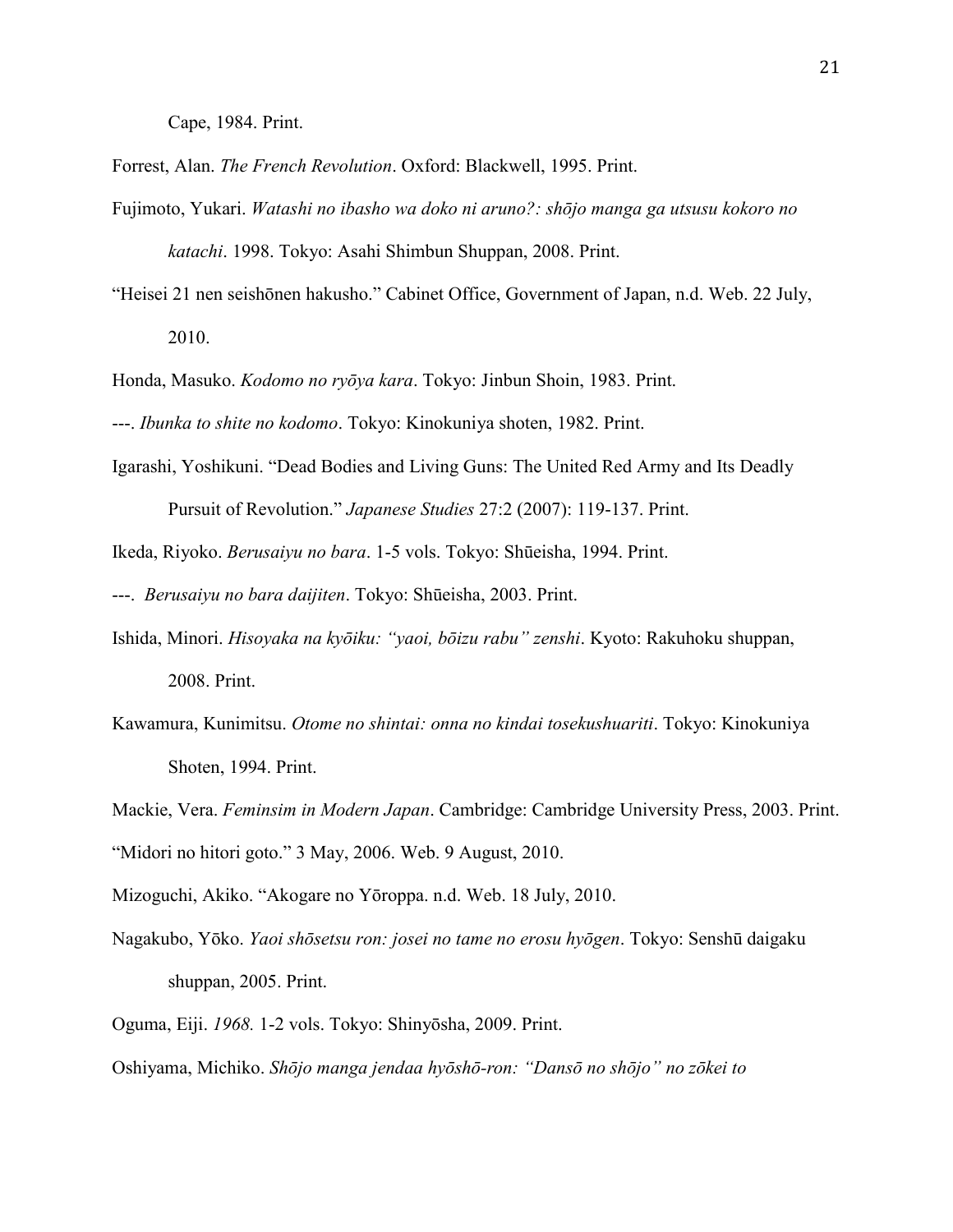Cape, 1984. Print.

Forrest, Alan. *The French Revolution*. Oxford: Blackwell, 1995. Print.

Fujimoto, Yukari. *Watashi no ibasho wa doko ni aruno?: shōjo manga ga utsusu kokoro no katachi*. 1998. Tokyo: Asahi Shimbun Shuppan, 2008. Print.

"Heisei 21 nen seishōnen hakusho." Cabinet Office, Government of Japan, n.d. Web. 22 July, 2010.

Honda, Masuko. *Kodomo no ryōya kara*. Tokyo: Jinbun Shoin, 1983. Print.

---. *Ibunka to shite no kodomo*. Tokyo: Kinokuniya shoten, 1982. Print.

Igarashi, Yoshikuni. "Dead Bodies and Living Guns: The United Red Army and Its Deadly Pursuit of Revolution." *Japanese Studies* 27:2 (2007): 119-137. Print.

Ikeda, Riyoko. *Berusaiyu no bara*. 1-5 vols. Tokyo: Shūeisha, 1994. Print.

---. *Berusaiyu no bara daijiten*. Tokyo: Shūeisha, 2003. Print.

Ishida, Minori. *Hisoyaka na kyōiku: "yaoi, bōizu rabu" zenshi*. Kyoto: Rakuhoku shuppan, 2008. Print.

Kawamura, Kunimitsu. *Otome no shintai: onna no kindai tosekushuariti*. Tokyo: Kinokuniya Shoten, 1994. Print.

Mackie, Vera. *Feminsim in Modern Japan*. Cambridge: Cambridge University Press, 2003. Print.

"Midori no hitori goto." 3 May, 2006. Web. 9 August, 2010.

Mizoguchi, Akiko. "Akogare no Yōroppa. n.d. Web. 18 July, 2010.

Nagakubo, Yōko. *Yaoi shōsetsu ron: josei no tame no erosu hyōgen*. Tokyo: Senshū daigaku shuppan, 2005. Print.

Oguma, Eiji. *1968.* 1-2 vols. Tokyo: Shinyōsha, 2009. Print.

Oshiyama, Michiko. *Shōjo manga jendaa hyōshō-ron: "Dansō no shōjo" no zōkei to*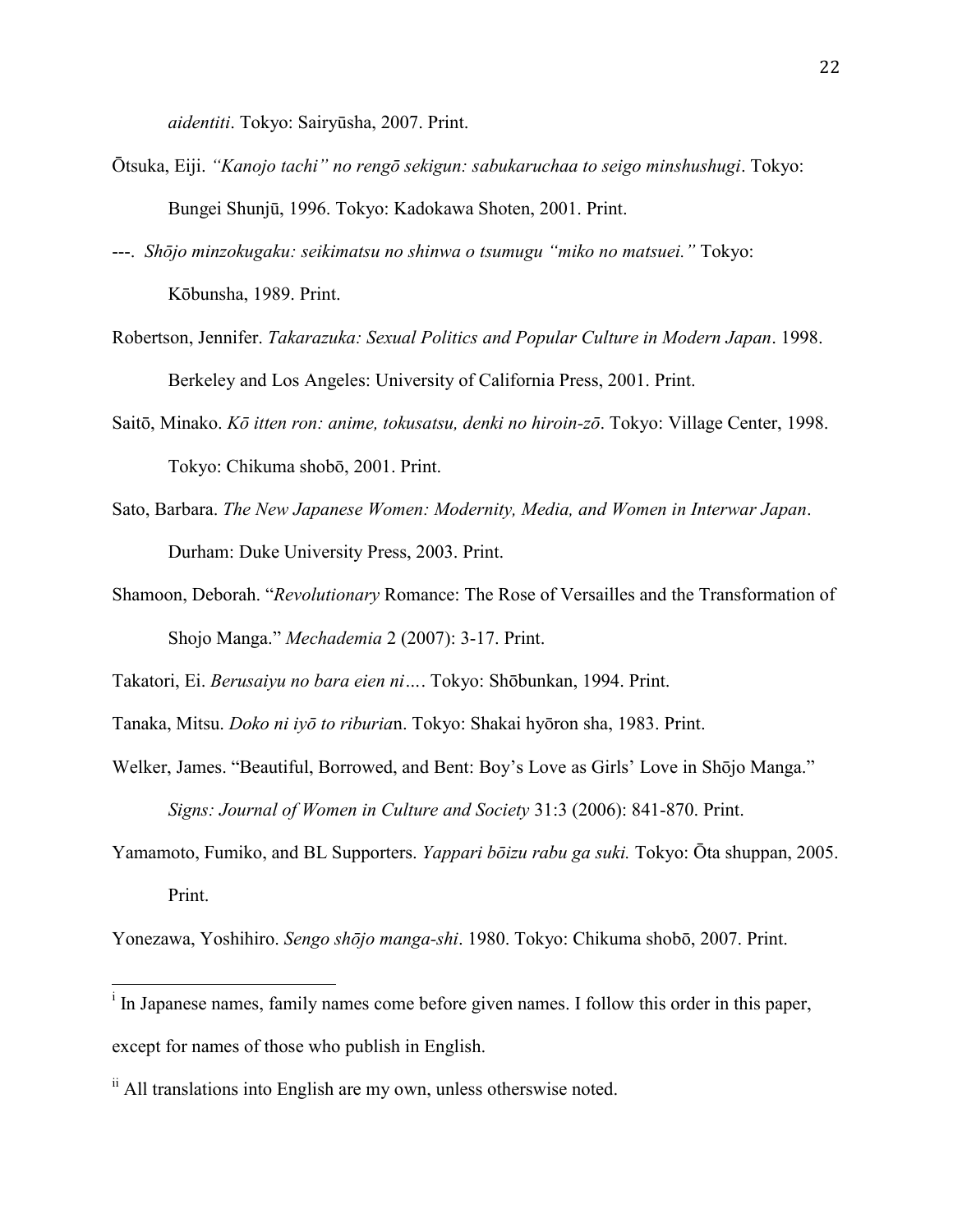*aidentiti*. Tokyo: Sairyūsha, 2007. Print.

Ōtsuka, Eiji. *"Kanojo tachi" no rengō sekigun: sabukaruchaa to seigo minshushugi*. Tokyo: Bungei Shunjū, 1996. Tokyo: Kadokawa Shoten, 2001. Print.

---. *Shōjo minzokugaku: seikimatsu no shinwa o tsumugu "miko no matsuei."* Tokyo: Kōbunsha, 1989. Print.

Robertson, Jennifer. *Takarazuka: Sexual Politics and Popular Culture in Modern Japan*. 1998. Berkeley and Los Angeles: University of California Press, 2001. Print.

Saitō, Minako. *Kō itten ron: anime, tokusatsu, denki no hiroin-zō*. Tokyo: Village Center, 1998. Tokyo: Chikuma shobō, 2001. Print.

Sato, Barbara. *The New Japanese Women: Modernity, Media, and Women in Interwar Japan*. Durham: Duke University Press, 2003. Print.

Shamoon, Deborah. "*Revolutionary* Romance: The Rose of Versailles and the Transformation of Shojo Manga." *Mechademia* 2 (2007): 3-17. Print.

Takatori, Ei. *Berusaiyu no bara eien ni…*. Tokyo: Shōbunkan, 1994. Print.

Tanaka, Mitsu. *Doko ni iyō to riburia*n. Tokyo: Shakai hyōron sha, 1983. Print.

Welker, James. "Beautiful, Borrowed, and Bent: Boy's Love as Girls' Love in Shōjo Manga." *Signs: Journal of Women in Culture and Society* 31:3 (2006): 841-870. Print.

Yamamoto, Fumiko, and BL Supporters. *Yappari bōizu rabu ga suki.* Tokyo: Ōta shuppan, 2005. Print.

Yonezawa, Yoshihiro. *Sengo shōjo manga-shi*. 1980. Tokyo: Chikuma shobō, 2007. Print.

---

[i] In Japanese names, family names come before given names. I follow this order in this paper, except for names of those who publish in English.

[ii] All translations into English are my own, unless otherswise noted.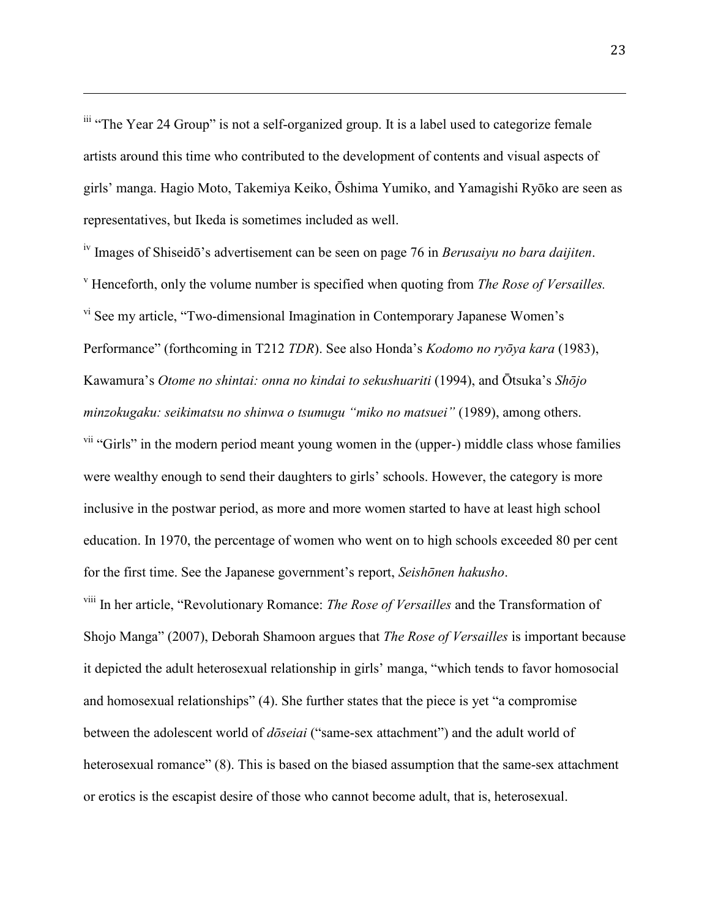[iii] "The Year 24 Group" is not a self-organized group. It is a label used to categorize female artists around this time who contributed to the development of contents and visual aspects of girls' manga. Hagio Moto, Takemiya Keiko, Ōshima Yumiko, and Yamagishi Ryōko are seen as representatives, but Ikeda is sometimes included as well.

[iv] Images of Shiseidō's advertisement can be seen on page 76 in *Berusaiyu no bara daijiten*.

[v] Henceforth, only the volume number is specified when quoting from *The Rose of Versailles.*

[vi] See my article, "Two-dimensional Imagination in Contemporary Japanese Women's Performance" (forthcoming in T212 *TDR*). See also Honda's *Kodomo no ryōya kara* (1983), Kawamura's *Otome no shintai: onna no kindai to sekushuariti* (1994), and Ōtsuka's *Shōjo minzokugaku: seikimatsu no shinwa o tsumugu "miko no matsuei"* (1989), among others.

[vii] "Girls" in the modern period meant young women in the (upper-) middle class whose families were wealthy enough to send their daughters to girls' schools. However, the category is more inclusive in the postwar period, as more and more women started to have at least high school education. In 1970, the percentage of women who went on to high schools exceeded 80 per cent for the first time. See the Japanese government's report, *Seishōnen hakusho*.

[viii] In her article, "Revolutionary Romance: *The Rose of Versailles* and the Transformation of Shojo Manga" (2007), Deborah Shamoon argues that *The Rose of Versailles* is important because it depicted the adult heterosexual relationship in girls' manga, "which tends to favor homosocial and homosexual relationships" (4). She further states that the piece is yet "a compromise between the adolescent world of *dōseiai* ("same-sex attachment") and the adult world of heterosexual romance" (8). This is based on the biased assumption that the same-sex attachment or erotics is the escapist desire of those who cannot become adult, that is, heterosexual.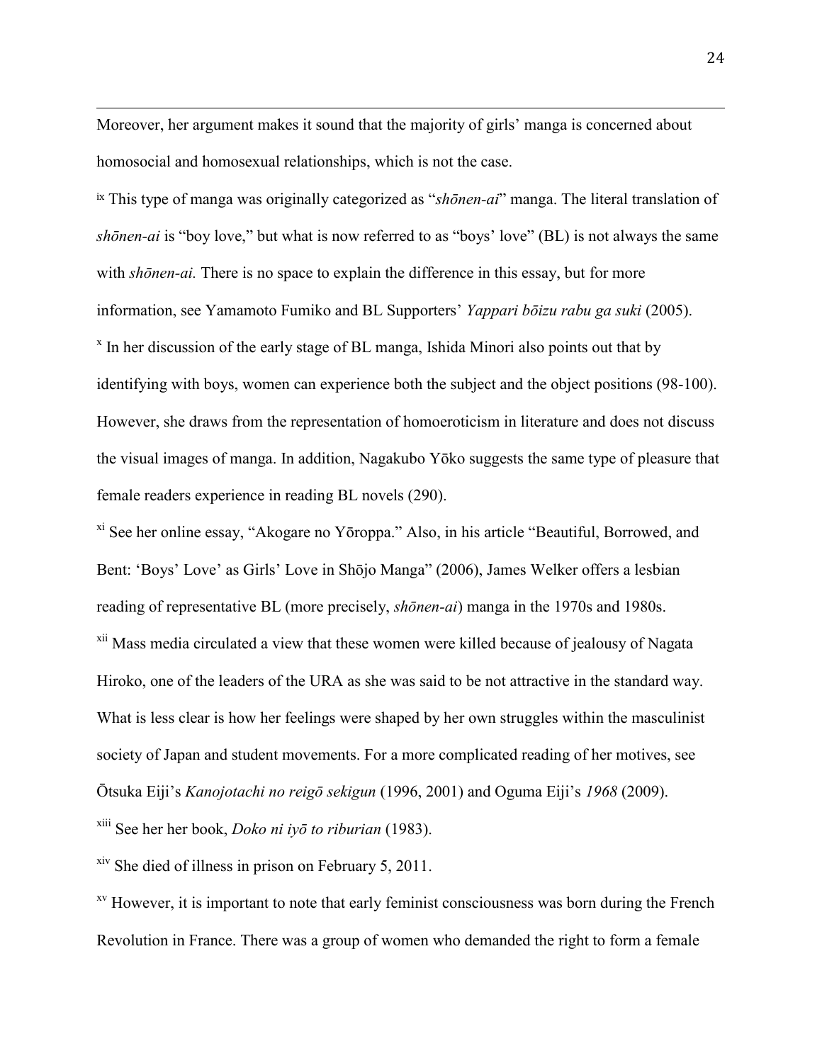Moreover, her argument makes it sound that the majority of girls' manga is concerned about homosocial and homosexual relationships, which is not the case.

[ix] This type of manga was originally categorized as "*shōnen-ai*" manga. The literal translation of *shōnen-ai* is "boy love," but what is now referred to as "boys' love" (BL) is not always the same with *shōnen-ai.* There is no space to explain the difference in this essay, but for more information, see Yamamoto Fumiko and BL Supporters' *Yappari bōizu rabu ga suki* (2005).

[x] In her discussion of the early stage of BL manga, Ishida Minori also points out that by identifying with boys, women can experience both the subject and the object positions (98-100). However, she draws from the representation of homoeroticism in literature and does not discuss the visual images of manga. In addition, Nagakubo Yōko suggests the same type of pleasure that female readers experience in reading BL novels (290).

[xi] See her online essay, "Akogare no Yōroppa." Also, in his article "Beautiful, Borrowed, and Bent: 'Boys' Love' as Girls' Love in Shōjo Manga" (2006), James Welker offers a lesbian reading of representative BL (more precisely, *shōnen-ai*) manga in the 1970s and 1980s.

[xii] Mass media circulated a view that these women were killed because of jealousy of Nagata Hiroko, one of the leaders of the URA as she was said to be not attractive in the standard way. What is less clear is how her feelings were shaped by her own struggles within the masculinist society of Japan and student movements. For a more complicated reading of her motives, see Ōtsuka Eiji's *Kanojotachi no reigō sekigun* (1996, 2001) and Oguma Eiji's *1968* (2009).

[xiii] See her her book, *Doko ni iyō to riburian* (1983).

[xiv] She died of illness in prison on February 5, 2011.

[xv] However, it is important to note that early feminist consciousness was born during the French Revolution in France. There was a group of women who demanded the right to form a female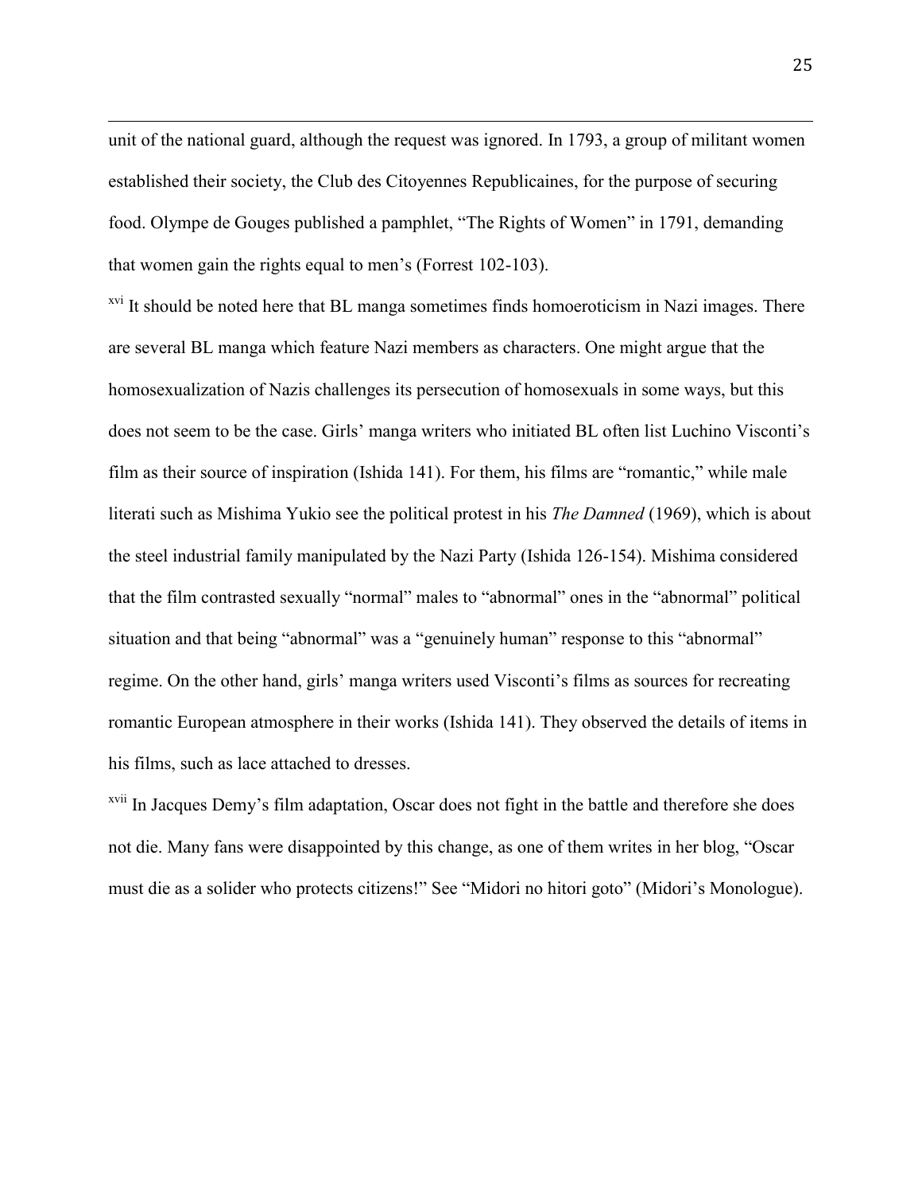unit of the national guard, although the request was ignored. In 1793, a group of militant women established their society, the Club des Citoyennes Republicaines, for the purpose of securing food. Olympe de Gouges published a pamphlet, "The Rights of Women" in 1791, demanding that women gain the rights equal to men's (Forrest 102-103).

[xvi] It should be noted here that BL manga sometimes finds homoeroticism in Nazi images. There are several BL manga which feature Nazi members as characters. One might argue that the homosexualization of Nazis challenges its persecution of homosexuals in some ways, but this does not seem to be the case. Girls' manga writers who initiated BL often list Luchino Visconti's film as their source of inspiration (Ishida 141). For them, his films are "romantic," while male literati such as Mishima Yukio see the political protest in his *The Damned* (1969), which is about the steel industrial family manipulated by the Nazi Party (Ishida 126-154). Mishima considered that the film contrasted sexually "normal" males to "abnormal" ones in the "abnormal" political situation and that being "abnormal" was a "genuinely human" response to this "abnormal" regime. On the other hand, girls' manga writers used Visconti's films as sources for recreating romantic European atmosphere in their works (Ishida 141). They observed the details of items in his films, such as lace attached to dresses.

[xvii] In Jacques Demy's film adaptation, Oscar does not fight in the battle and therefore she does not die. Many fans were disappointed by this change, as one of them writes in her blog, "Oscar must die as a solider who protects citizens!" See "Midori no hitori goto" (Midori's Monologue).